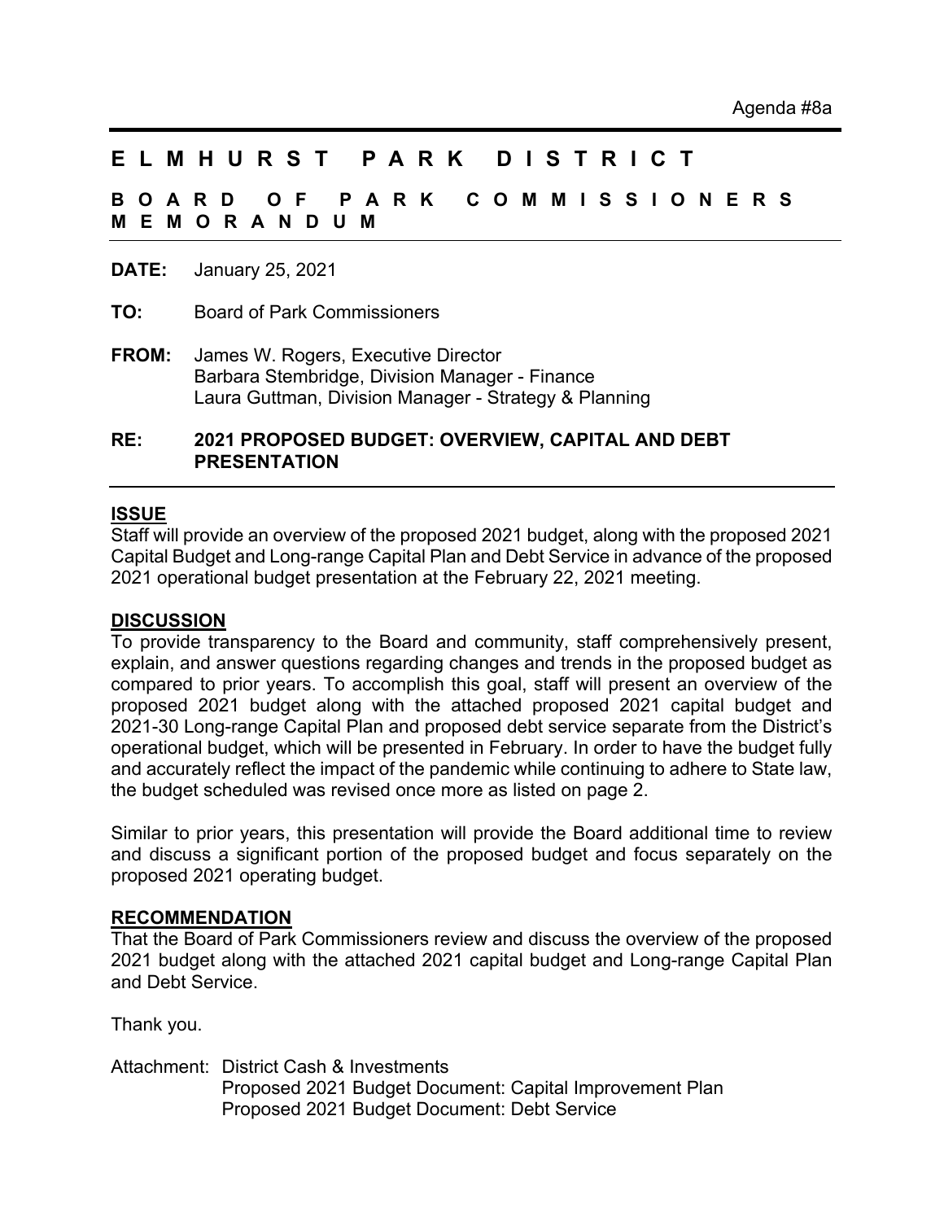Agenda #8a

# ELMHURST PARK DISTRICT

## BOARD OF PARK COMMISSIONERS MEMORANDUM

**DATE:** January 25, 2021

**TO:** Board of Park Commissioners

**FROM:** James W. Rogers, Executive Director
Barbara Stembridge, Division Manager - Finance
Laura Guttman, Division Manager - Strategy & Planning

**RE:** **2021 PROPOSED BUDGET: OVERVIEW, CAPITAL AND DEBT PRESENTATION**

### ISSUE

Staff will provide an overview of the proposed 2021 budget, along with the proposed 2021 Capital Budget and Long-range Capital Plan and Debt Service in advance of the proposed 2021 operational budget presentation at the February 22, 2021 meeting.

### DISCUSSION

To provide transparency to the Board and community, staff comprehensively present, explain, and answer questions regarding changes and trends in the proposed budget as compared to prior years. To accomplish this goal, staff will present an overview of the proposed 2021 budget along with the attached proposed 2021 capital budget and 2021-30 Long-range Capital Plan and proposed debt service separate from the District's operational budget, which will be presented in February. In order to have the budget fully and accurately reflect the impact of the pandemic while continuing to adhere to State law, the budget scheduled was revised once more as listed on page 2.

Similar to prior years, this presentation will provide the Board additional time to review and discuss a significant portion of the proposed budget and focus separately on the proposed 2021 operating budget.

### RECOMMENDATION

That the Board of Park Commissioners review and discuss the overview of the proposed 2021 budget along with the attached 2021 capital budget and Long-range Capital Plan and Debt Service.

Thank you.

Attachment: District Cash & Investments
Proposed 2021 Budget Document: Capital Improvement Plan
Proposed 2021 Budget Document: Debt Service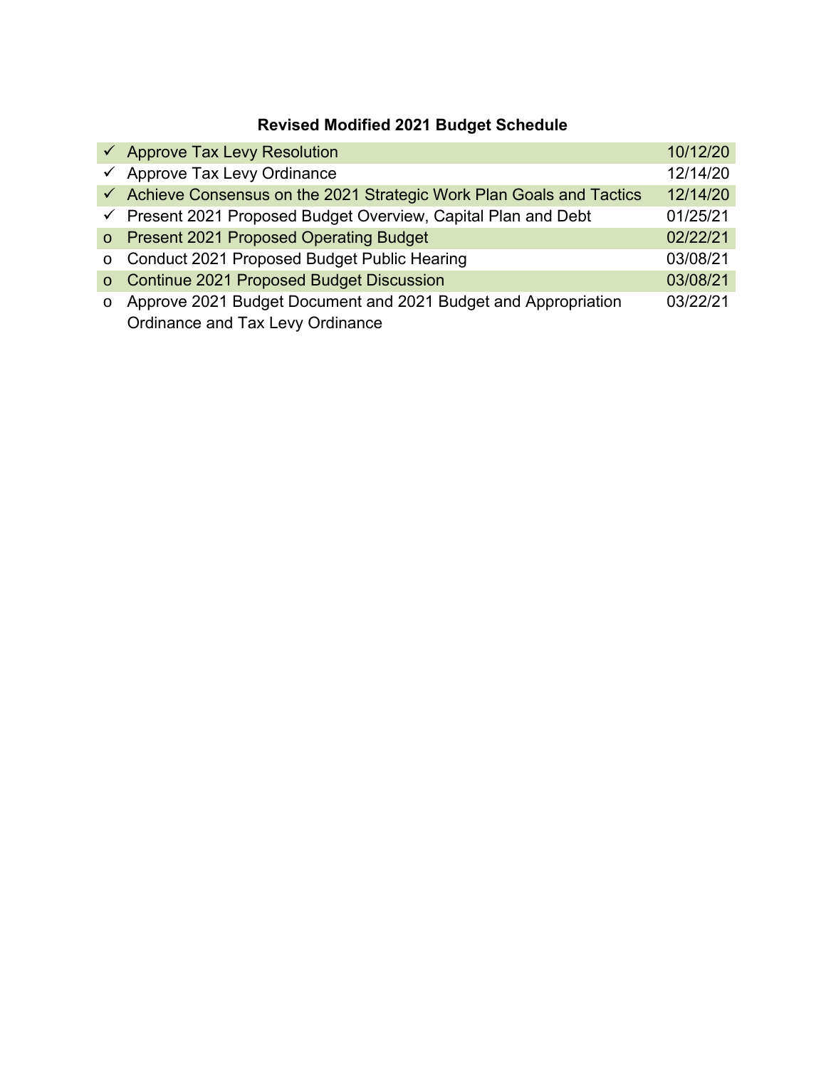**Revised Modified 2021 Budget Schedule**

| | | |
|---|---|---|
| ✓ | Approve Tax Levy Resolution | 10/12/20 |
| ✓ | Approve Tax Levy Ordinance | 12/14/20 |
| ✓ | Achieve Consensus on the 2021 Strategic Work Plan Goals and Tactics | 12/14/20 |
| ✓ | Present 2021 Proposed Budget Overview, Capital Plan and Debt | 01/25/21 |
| o | Present 2021 Proposed Operating Budget | 02/22/21 |
| o | Conduct 2021 Proposed Budget Public Hearing | 03/08/21 |
| o | Continue 2021 Proposed Budget Discussion | 03/08/21 |
| o | Approve 2021 Budget Document and 2021 Budget and Appropriation Ordinance and Tax Levy Ordinance | 03/22/21 |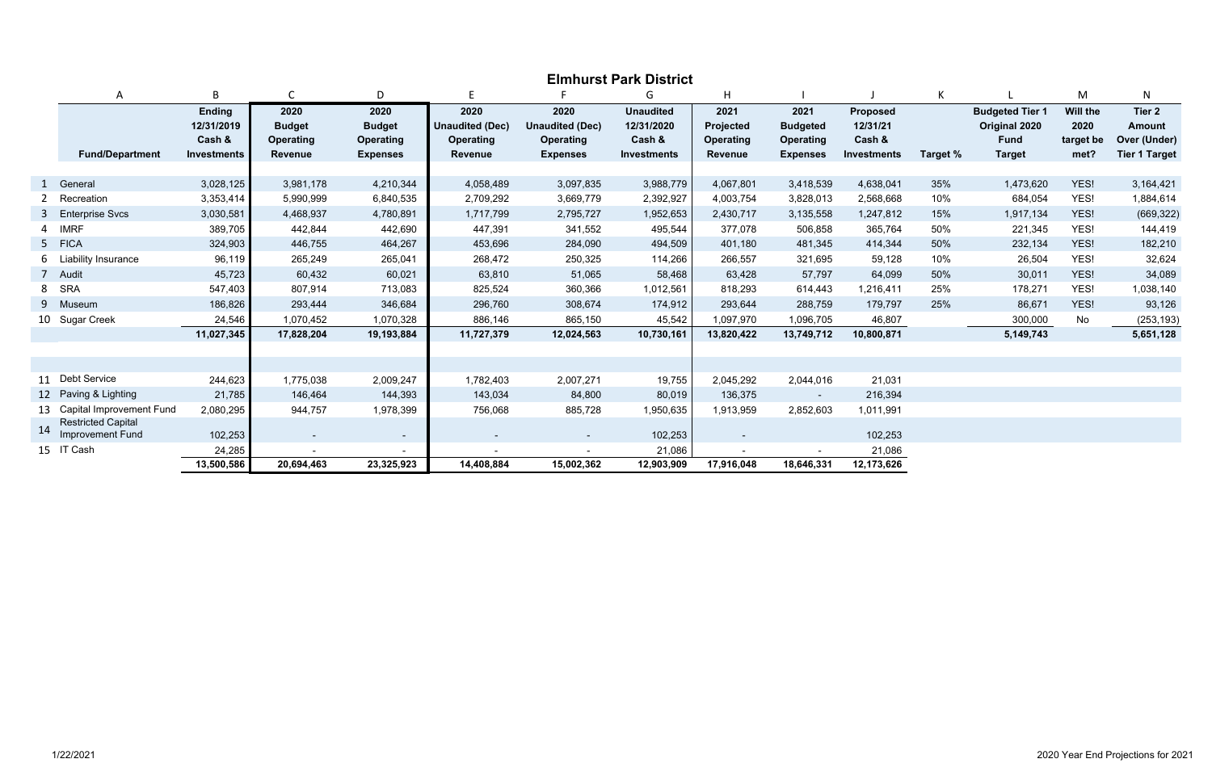# Elmhurst Park District

| | A | B | C | D | E | F | G | H | I | J | K | L | M | N |
|---|---|---|---|---|---|---|---|---|---|---|---|---|---|---|
| | **Fund/Department** | **Ending 12/31/2019 Cash & Investments** | **2020 Budget Operating Revenue** | **2020 Budget Operating Expenses** | **2020 Unaudited (Dec) Operating Revenue** | **2020 Unaudited (Dec) Operating Expenses** | **Unaudited 12/31/2020 Cash & Investments** | **2021 Projected Operating Revenue** | **2021 Budgeted Operating Expenses** | **Proposed 12/31/21 Cash & Investments** | **Target %** | **Budgeted Tier 1 Original 2020 Fund Target** | **Will the 2020 target be met?** | **Tier 2 Amount Over (Under) Tier 1 Target** |
| 1 | General | 3,028,125 | 3,981,178 | 4,210,344 | 4,058,489 | 3,097,835 | 3,988,779 | 4,067,801 | 3,418,539 | 4,638,041 | 35% | 1,473,620 | YES! | 3,164,421 |
| 2 | Recreation | 3,353,414 | 5,990,999 | 6,840,535 | 2,709,292 | 3,669,779 | 2,392,927 | 4,003,754 | 3,828,013 | 2,568,668 | 10% | 684,054 | YES! | 1,884,614 |
| 3 | Enterprise Svcs | 3,030,581 | 4,468,937 | 4,780,891 | 1,717,799 | 2,795,727 | 1,952,653 | 2,430,717 | 3,135,558 | 1,247,812 | 15% | 1,917,134 | YES! | (669,322) |
| 4 | IMRF | 389,705 | 442,844 | 442,690 | 447,391 | 341,552 | 495,544 | 377,078 | 506,858 | 365,764 | 50% | 221,345 | YES! | 144,419 |
| 5 | FICA | 324,903 | 446,755 | 464,267 | 453,696 | 284,090 | 494,509 | 401,180 | 481,345 | 414,344 | 50% | 232,134 | YES! | 182,210 |
| 6 | Liability Insurance | 96,119 | 265,249 | 265,041 | 268,472 | 250,325 | 114,266 | 266,557 | 321,695 | 59,128 | 10% | 26,504 | YES! | 32,624 |
| 7 | Audit | 45,723 | 60,432 | 60,021 | 63,810 | 51,065 | 58,468 | 63,428 | 57,797 | 64,099 | 50% | 30,011 | YES! | 34,089 |
| 8 | SRA | 547,403 | 807,914 | 713,083 | 825,524 | 360,366 | 1,012,561 | 818,293 | 614,443 | 1,216,411 | 25% | 178,271 | YES! | 1,038,140 |
| 9 | Museum | 186,826 | 293,444 | 346,684 | 296,760 | 308,674 | 174,912 | 293,644 | 288,759 | 179,797 | 25% | 86,671 | YES! | 93,126 |
| 10 | Sugar Creek | 24,546 | 1,070,452 | 1,070,328 | 886,146 | 865,150 | 45,542 | 1,097,970 | 1,096,705 | 46,807 | | 300,000 | No | (253,193) |
| | | **11,027,345** | **17,828,204** | **19,193,884** | **11,727,379** | **12,024,563** | **10,730,161** | **13,820,422** | **13,749,712** | **10,800,871** | | **5,149,743** | | **5,651,128** |
| | | | | | | | | | | | | | | |
| 11 | Debt Service | 244,623 | 1,775,038 | 2,009,247 | 1,782,403 | 2,007,271 | 19,755 | 2,045,292 | 2,044,016 | 21,031 | | | | |
| 12 | Paving & Lighting | 21,785 | 146,464 | 144,393 | 143,034 | 84,800 | 80,019 | 136,375 | - | 216,394 | | | | |
| 13 | Capital Improvement Fund | 2,080,295 | 944,757 | 1,978,399 | 756,068 | 885,728 | 1,950,635 | 1,913,959 | 2,852,603 | 1,011,991 | | | | |
| 14 | Restricted Capital Improvement Fund | 102,253 | - | - | - | - | 102,253 | - | | 102,253 | | | | |
| 15 | IT Cash | 24,285 | - | - | - | - | 21,086 | - | - | 21,086 | | | | |
| | | **13,500,586** | **20,694,463** | **23,325,923** | **14,408,884** | **15,002,362** | **12,903,909** | **17,916,048** | **18,646,331** | **12,173,626** | | | | |

1/22/2021

2020 Year End Projections for 2021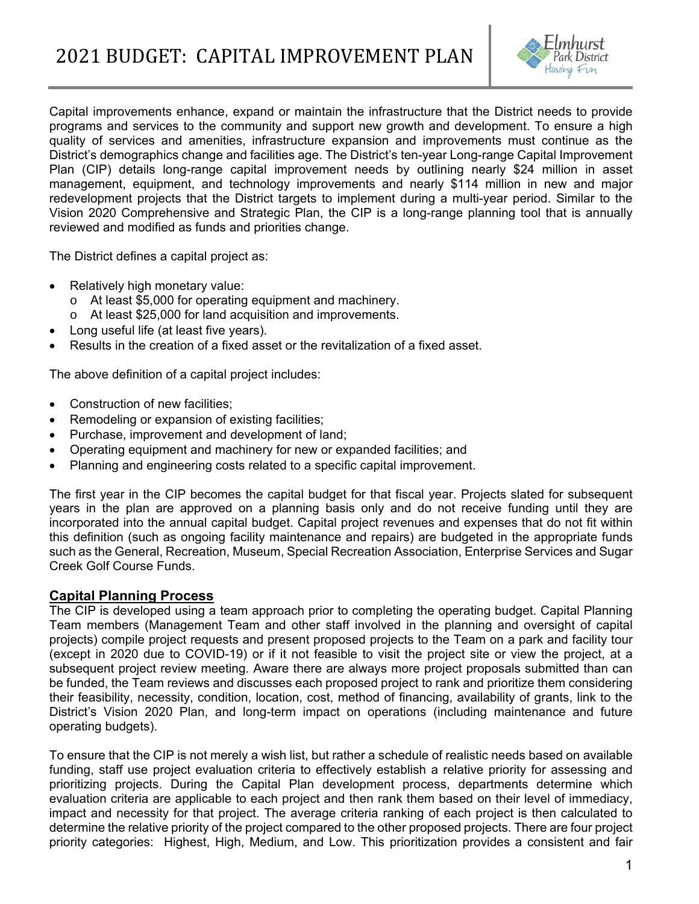# 2021 BUDGET: CAPITAL IMPROVEMENT PLAN

Capital improvements enhance, expand or maintain the infrastructure that the District needs to provide programs and services to the community and support new growth and development. To ensure a high quality of services and amenities, infrastructure expansion and improvements must continue as the District's demographics change and facilities age. The District's ten-year Long-range Capital Improvement Plan (CIP) details long-range capital improvement needs by outlining nearly $24 million in asset management, equipment, and technology improvements and nearly $114 million in new and major redevelopment projects that the District targets to implement during a multi-year period. Similar to the Vision 2020 Comprehensive and Strategic Plan, the CIP is a long-range planning tool that is annually reviewed and modified as funds and priorities change.

The District defines a capital project as:

- Relatively high monetary value:
  - At least $5,000 for operating equipment and machinery.
  - At least $25,000 for land acquisition and improvements.
- Long useful life (at least five years).
- Results in the creation of a fixed asset or the revitalization of a fixed asset.

The above definition of a capital project includes:

- Construction of new facilities;
- Remodeling or expansion of existing facilities;
- Purchase, improvement and development of land;
- Operating equipment and machinery for new or expanded facilities; and
- Planning and engineering costs related to a specific capital improvement.

The first year in the CIP becomes the capital budget for that fiscal year. Projects slated for subsequent years in the plan are approved on a planning basis only and do not receive funding until they are incorporated into the annual capital budget. Capital project revenues and expenses that do not fit within this definition (such as ongoing facility maintenance and repairs) are budgeted in the appropriate funds such as the General, Recreation, Museum, Special Recreation Association, Enterprise Services and Sugar Creek Golf Course Funds.

## Capital Planning Process

The CIP is developed using a team approach prior to completing the operating budget. Capital Planning Team members (Management Team and other staff involved in the planning and oversight of capital projects) compile project requests and present proposed projects to the Team on a park and facility tour (except in 2020 due to COVID-19) or if it not feasible to visit the project site or view the project, at a subsequent project review meeting. Aware there are always more project proposals submitted than can be funded, the Team reviews and discusses each proposed project to rank and prioritize them considering their feasibility, necessity, condition, location, cost, method of financing, availability of grants, link to the District's Vision 2020 Plan, and long-term impact on operations (including maintenance and future operating budgets).

To ensure that the CIP is not merely a wish list, but rather a schedule of realistic needs based on available funding, staff use project evaluation criteria to effectively establish a relative priority for assessing and prioritizing projects. During the Capital Plan development process, departments determine which evaluation criteria are applicable to each project and then rank them based on their level of immediacy, impact and necessity for that project. The average criteria ranking of each project is then calculated to determine the relative priority of the project compared to the other proposed projects. There are four project priority categories: Highest, High, Medium, and Low. This prioritization provides a consistent and fair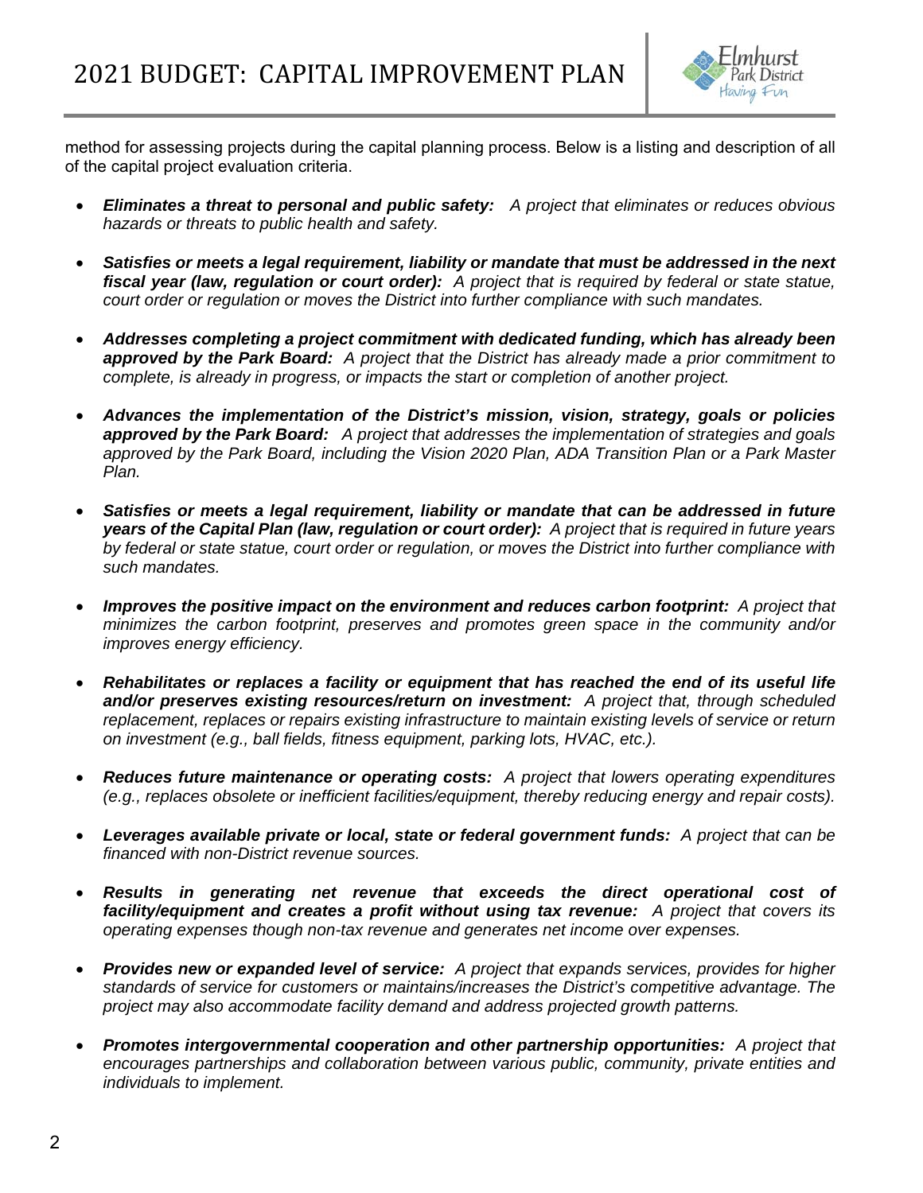method for assessing projects during the capital planning process. Below is a listing and description of all of the capital project evaluation criteria.

- ***Eliminates a threat to personal and public safety:*** *A project that eliminates or reduces obvious hazards or threats to public health and safety.*
- ***Satisfies or meets a legal requirement, liability or mandate that must be addressed in the next fiscal year (law, regulation or court order):*** *A project that is required by federal or state statue, court order or regulation or moves the District into further compliance with such mandates.*
- ***Addresses completing a project commitment with dedicated funding, which has already been approved by the Park Board:*** *A project that the District has already made a prior commitment to complete, is already in progress, or impacts the start or completion of another project.*
- ***Advances the implementation of the District's mission, vision, strategy, goals or policies approved by the Park Board:*** *A project that addresses the implementation of strategies and goals approved by the Park Board, including the Vision 2020 Plan, ADA Transition Plan or a Park Master Plan.*
- ***Satisfies or meets a legal requirement, liability or mandate that can be addressed in future years of the Capital Plan (law, regulation or court order):*** *A project that is required in future years by federal or state statue, court order or regulation, or moves the District into further compliance with such mandates.*
- ***Improves the positive impact on the environment and reduces carbon footprint:*** *A project that minimizes the carbon footprint, preserves and promotes green space in the community and/or improves energy efficiency.*
- ***Rehabilitates or replaces a facility or equipment that has reached the end of its useful life and/or preserves existing resources/return on investment:*** *A project that, through scheduled replacement, replaces or repairs existing infrastructure to maintain existing levels of service or return on investment (e.g., ball fields, fitness equipment, parking lots, HVAC, etc.).*
- ***Reduces future maintenance or operating costs:*** *A project that lowers operating expenditures (e.g., replaces obsolete or inefficient facilities/equipment, thereby reducing energy and repair costs).*
- ***Leverages available private or local, state or federal government funds:*** *A project that can be financed with non-District revenue sources.*
- ***Results in generating net revenue that exceeds the direct operational cost of facility/equipment and creates a profit without using tax revenue:*** *A project that covers its operating expenses though non-tax revenue and generates net income over expenses.*
- ***Provides new or expanded level of service:*** *A project that expands services, provides for higher standards of service for customers or maintains/increases the District's competitive advantage. The project may also accommodate facility demand and address projected growth patterns.*
- ***Promotes intergovernmental cooperation and other partnership opportunities:*** *A project that encourages partnerships and collaboration between various public, community, private entities and individuals to implement.*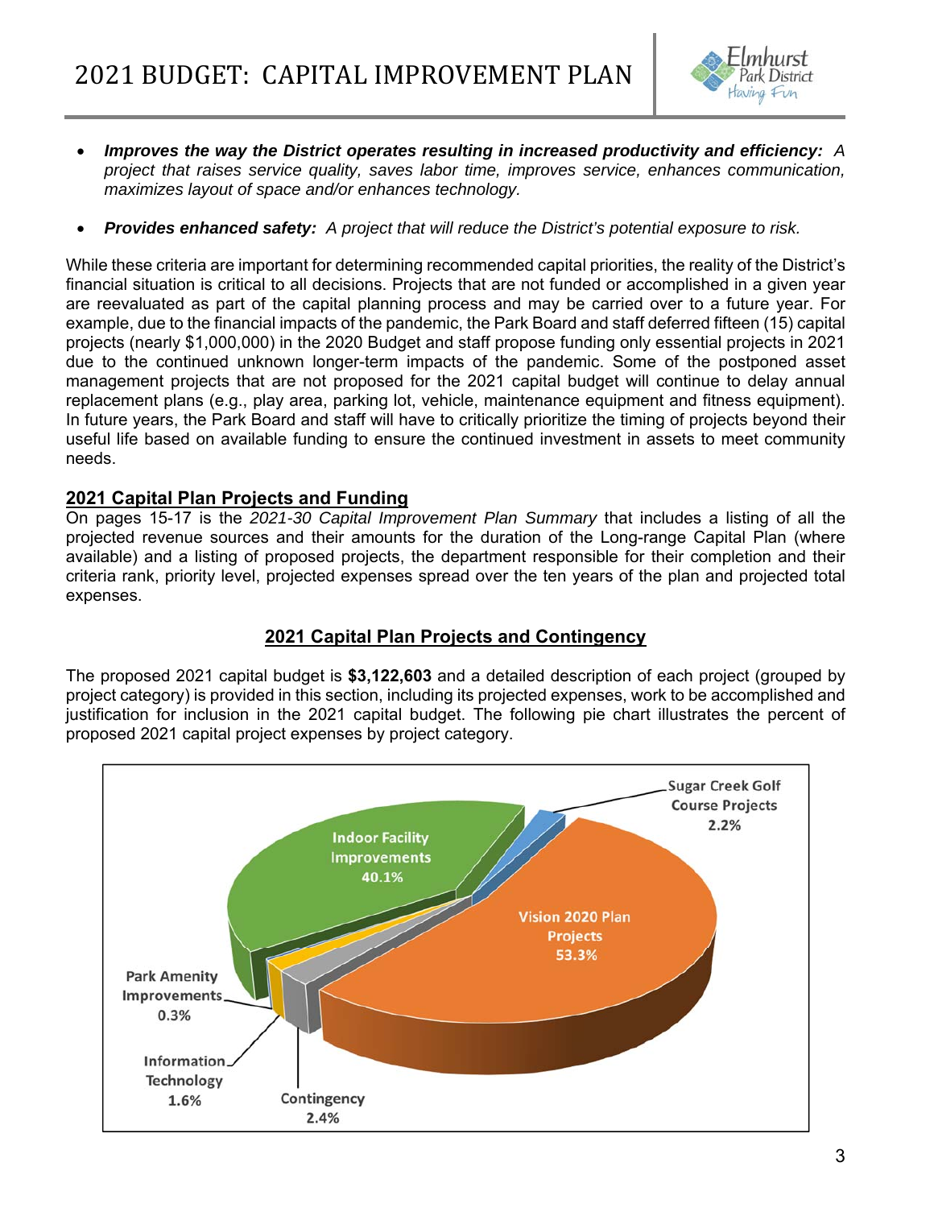- ***Improves the way the District operates resulting in increased productivity and efficiency:*** *A project that raises service quality, saves labor time, improves service, enhances communication, maximizes layout of space and/or enhances technology.*

- ***Provides enhanced safety:*** *A project that will reduce the District's potential exposure to risk.*

While these criteria are important for determining recommended capital priorities, the reality of the District's financial situation is critical to all decisions. Projects that are not funded or accomplished in a given year are reevaluated as part of the capital planning process and may be carried over to a future year. For example, due to the financial impacts of the pandemic, the Park Board and staff deferred fifteen (15) capital projects (nearly $1,000,000) in the 2020 Budget and staff propose funding only essential projects in 2021 due to the continued unknown longer-term impacts of the pandemic. Some of the postponed asset management projects that are not proposed for the 2021 capital budget will continue to delay annual replacement plans (e.g., play area, parking lot, vehicle, maintenance equipment and fitness equipment). In future years, the Park Board and staff will have to critically prioritize the timing of projects beyond their useful life based on available funding to ensure the continued investment in assets to meet community needs.

## 2021 Capital Plan Projects and Funding

On pages 15-17 is the *2021-30 Capital Improvement Plan Summary* that includes a listing of all the projected revenue sources and their amounts for the duration of the Long-range Capital Plan (where available) and a listing of proposed projects, the department responsible for their completion and their criteria rank, priority level, projected expenses spread over the ten years of the plan and projected total expenses.

## 2021 Capital Plan Projects and Contingency

The proposed 2021 capital budget is **$3,122,603** and a detailed description of each project (grouped by project category) is provided in this section, including its projected expenses, work to be accomplished and justification for inclusion in the 2021 capital budget. The following pie chart illustrates the percent of proposed 2021 capital project expenses by project category.

Sugar Creek Golf Course Projects 2.2%

Indoor Facility Improvements 40.1%

Vision 2020 Plan Projects 53.3%

Park Amenity Improvements 0.3%

Information Technology 1.6%

Contingency 2.4%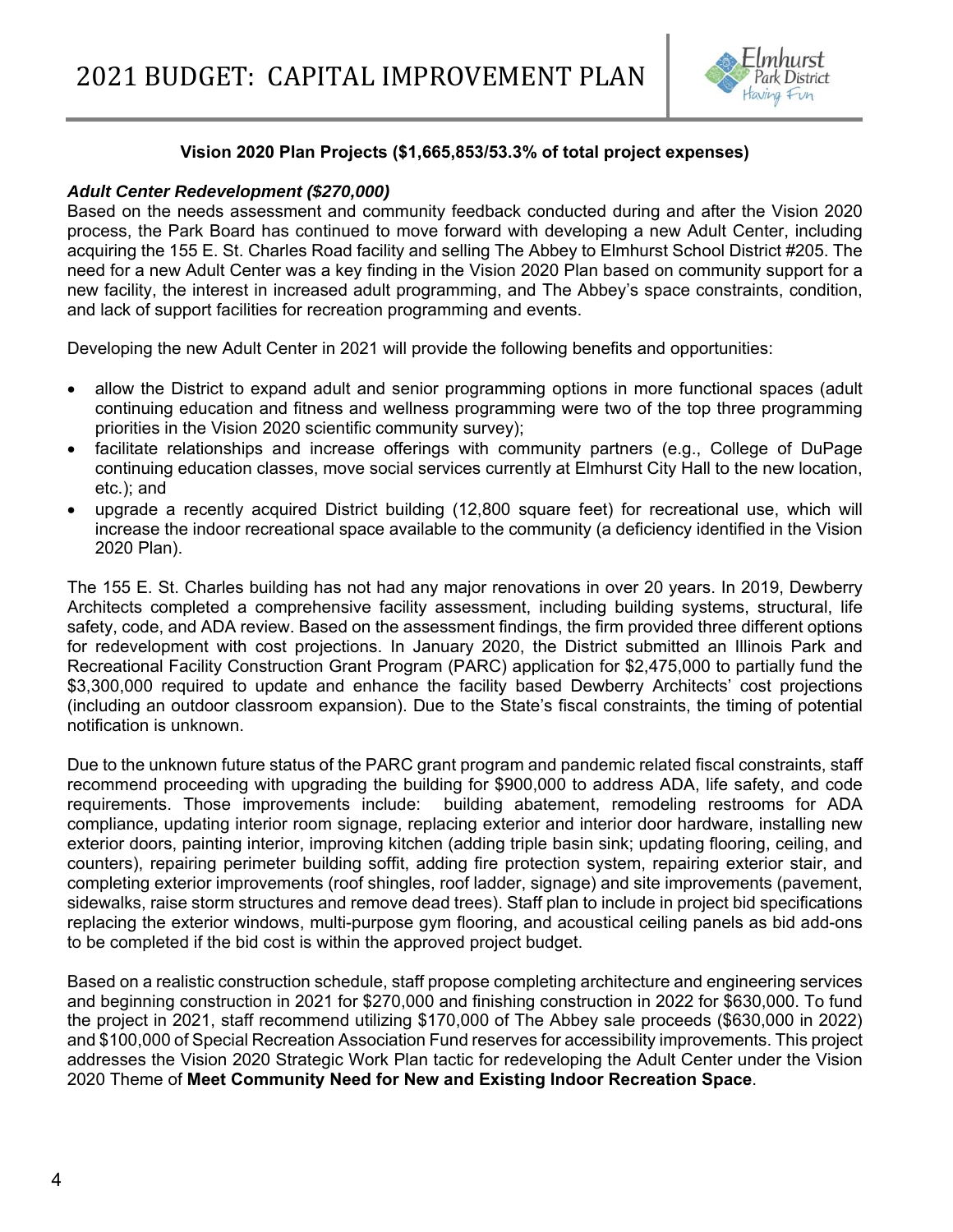**Vision 2020 Plan Projects ($1,665,853/53.3% of total project expenses)**

***Adult Center Redevelopment ($270,000)***

Based on the needs assessment and community feedback conducted during and after the Vision 2020 process, the Park Board has continued to move forward with developing a new Adult Center, including acquiring the 155 E. St. Charles Road facility and selling The Abbey to Elmhurst School District #205. The need for a new Adult Center was a key finding in the Vision 2020 Plan based on community support for a new facility, the interest in increased adult programming, and The Abbey's space constraints, condition, and lack of support facilities for recreation programming and events.

Developing the new Adult Center in 2021 will provide the following benefits and opportunities:

- allow the District to expand adult and senior programming options in more functional spaces (adult continuing education and fitness and wellness programming were two of the top three programming priorities in the Vision 2020 scientific community survey);
- facilitate relationships and increase offerings with community partners (e.g., College of DuPage continuing education classes, move social services currently at Elmhurst City Hall to the new location, etc.); and
- upgrade a recently acquired District building (12,800 square feet) for recreational use, which will increase the indoor recreational space available to the community (a deficiency identified in the Vision 2020 Plan).

The 155 E. St. Charles building has not had any major renovations in over 20 years. In 2019, Dewberry Architects completed a comprehensive facility assessment, including building systems, structural, life safety, code, and ADA review. Based on the assessment findings, the firm provided three different options for redevelopment with cost projections. In January 2020, the District submitted an Illinois Park and Recreational Facility Construction Grant Program (PARC) application for $2,475,000 to partially fund the $3,300,000 required to update and enhance the facility based Dewberry Architects' cost projections (including an outdoor classroom expansion). Due to the State's fiscal constraints, the timing of potential notification is unknown.

Due to the unknown future status of the PARC grant program and pandemic related fiscal constraints, staff recommend proceeding with upgrading the building for $900,000 to address ADA, life safety, and code requirements. Those improvements include: building abatement, remodeling restrooms for ADA compliance, updating interior room signage, replacing exterior and interior door hardware, installing new exterior doors, painting interior, improving kitchen (adding triple basin sink; updating flooring, ceiling, and counters), repairing perimeter building soffit, adding fire protection system, repairing exterior stair, and completing exterior improvements (roof shingles, roof ladder, signage) and site improvements (pavement, sidewalks, raise storm structures and remove dead trees). Staff plan to include in project bid specifications replacing the exterior windows, multi-purpose gym flooring, and acoustical ceiling panels as bid add-ons to be completed if the bid cost is within the approved project budget.

Based on a realistic construction schedule, staff propose completing architecture and engineering services and beginning construction in 2021 for $270,000 and finishing construction in 2022 for $630,000. To fund the project in 2021, staff recommend utilizing $170,000 of The Abbey sale proceeds ($630,000 in 2022) and $100,000 of Special Recreation Association Fund reserves for accessibility improvements. This project addresses the Vision 2020 Strategic Work Plan tactic for redeveloping the Adult Center under the Vision 2020 Theme of **Meet Community Need for New and Existing Indoor Recreation Space**.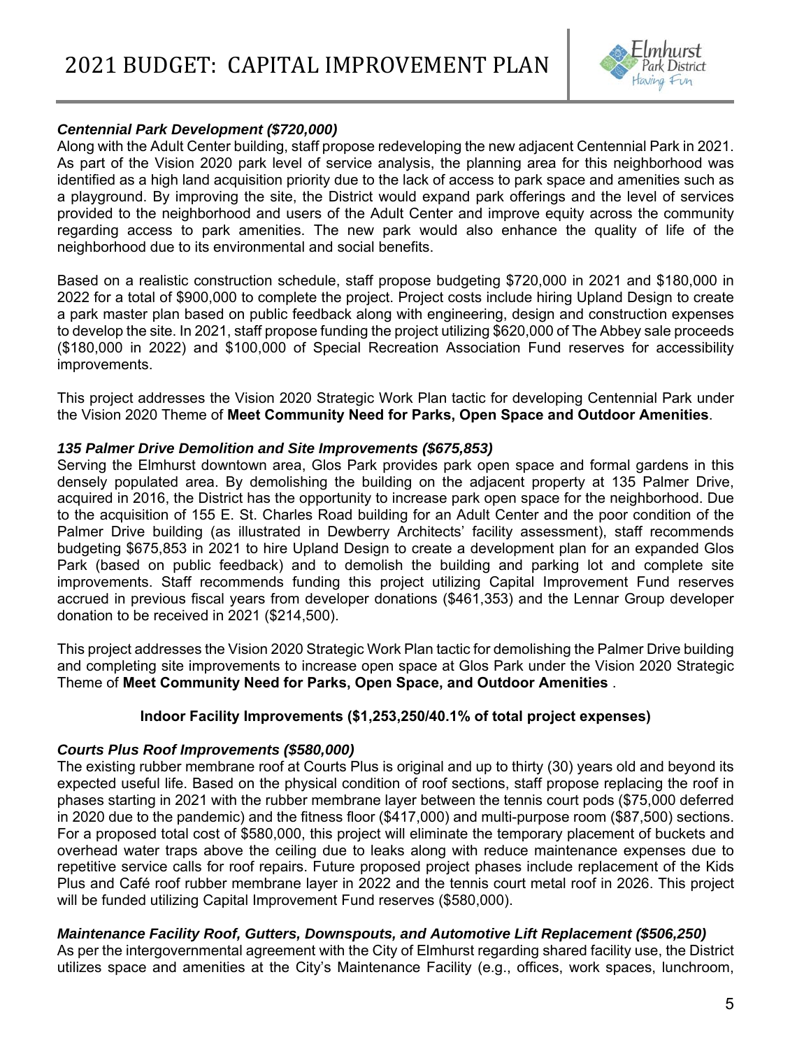***Centennial Park Development ($720,000)***

Along with the Adult Center building, staff propose redeveloping the new adjacent Centennial Park in 2021. As part of the Vision 2020 park level of service analysis, the planning area for this neighborhood was identified as a high land acquisition priority due to the lack of access to park space and amenities such as a playground. By improving the site, the District would expand park offerings and the level of services provided to the neighborhood and users of the Adult Center and improve equity across the community regarding access to park amenities. The new park would also enhance the quality of life of the neighborhood due to its environmental and social benefits.

Based on a realistic construction schedule, staff propose budgeting $720,000 in 2021 and $180,000 in 2022 for a total of $900,000 to complete the project. Project costs include hiring Upland Design to create a park master plan based on public feedback along with engineering, design and construction expenses to develop the site. In 2021, staff propose funding the project utilizing $620,000 of The Abbey sale proceeds ($180,000 in 2022) and $100,000 of Special Recreation Association Fund reserves for accessibility improvements.

This project addresses the Vision 2020 Strategic Work Plan tactic for developing Centennial Park under the Vision 2020 Theme of **Meet Community Need for Parks, Open Space and Outdoor Amenities**.

***135 Palmer Drive Demolition and Site Improvements ($675,853)***

Serving the Elmhurst downtown area, Glos Park provides park open space and formal gardens in this densely populated area. By demolishing the building on the adjacent property at 135 Palmer Drive, acquired in 2016, the District has the opportunity to increase park open space for the neighborhood. Due to the acquisition of 155 E. St. Charles Road building for an Adult Center and the poor condition of the Palmer Drive building (as illustrated in Dewberry Architects' facility assessment), staff recommends budgeting $675,853 in 2021 to hire Upland Design to create a development plan for an expanded Glos Park (based on public feedback) and to demolish the building and parking lot and complete site improvements. Staff recommends funding this project utilizing Capital Improvement Fund reserves accrued in previous fiscal years from developer donations ($461,353) and the Lennar Group developer donation to be received in 2021 ($214,500).

This project addresses the Vision 2020 Strategic Work Plan tactic for demolishing the Palmer Drive building and completing site improvements to increase open space at Glos Park under the Vision 2020 Strategic Theme of **Meet Community Need for Parks, Open Space, and Outdoor Amenities** .

**Indoor Facility Improvements ($1,253,250/40.1% of total project expenses)**

***Courts Plus Roof Improvements ($580,000)***

The existing rubber membrane roof at Courts Plus is original and up to thirty (30) years old and beyond its expected useful life. Based on the physical condition of roof sections, staff propose replacing the roof in phases starting in 2021 with the rubber membrane layer between the tennis court pods ($75,000 deferred in 2020 due to the pandemic) and the fitness floor ($417,000) and multi-purpose room ($87,500) sections. For a proposed total cost of $580,000, this project will eliminate the temporary placement of buckets and overhead water traps above the ceiling due to leaks along with reduce maintenance expenses due to repetitive service calls for roof repairs. Future proposed project phases include replacement of the Kids Plus and Café roof rubber membrane layer in 2022 and the tennis court metal roof in 2026. This project will be funded utilizing Capital Improvement Fund reserves ($580,000).

***Maintenance Facility Roof, Gutters, Downspouts, and Automotive Lift Replacement ($506,250)***

As per the intergovernmental agreement with the City of Elmhurst regarding shared facility use, the District utilizes space and amenities at the City's Maintenance Facility (e.g., offices, work spaces, lunchroom,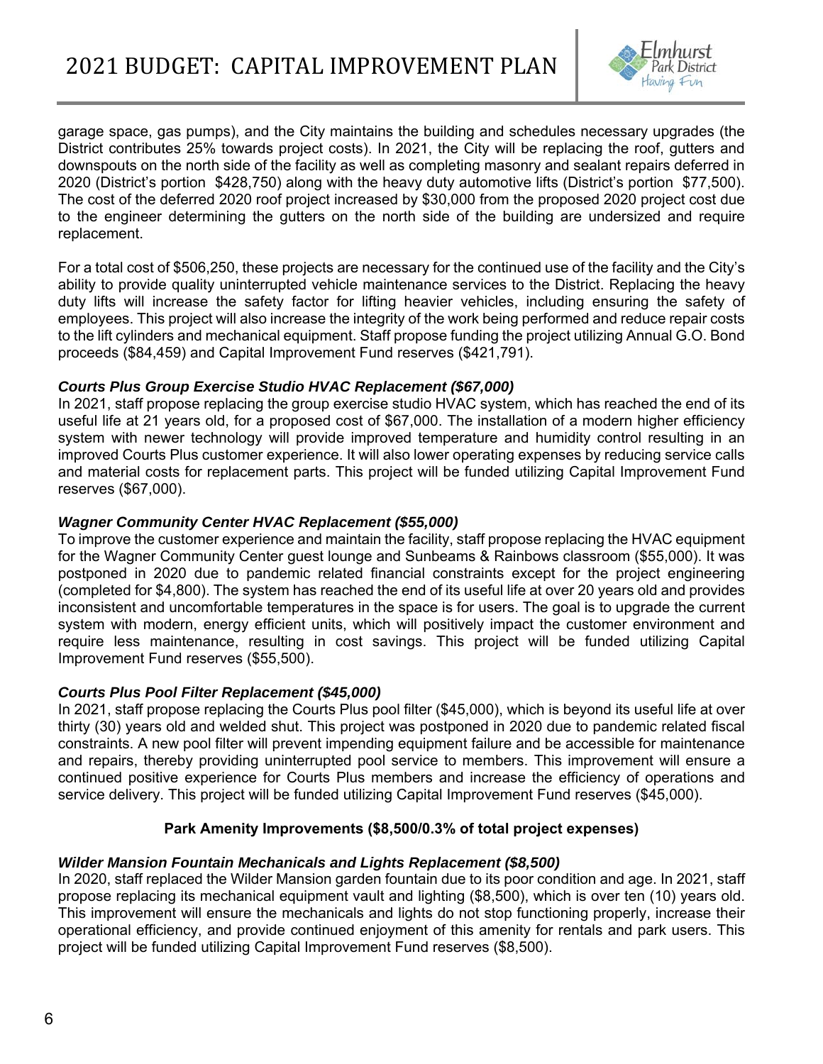garage space, gas pumps), and the City maintains the building and schedules necessary upgrades (the District contributes 25% towards project costs). In 2021, the City will be replacing the roof, gutters and downspouts on the north side of the facility as well as completing masonry and sealant repairs deferred in 2020 (District's portion  $428,750) along with the heavy duty automotive lifts (District's portion  $77,500). The cost of the deferred 2020 roof project increased by $30,000 from the proposed 2020 project cost due to the engineer determining the gutters on the north side of the building are undersized and require replacement.

For a total cost of $506,250, these projects are necessary for the continued use of the facility and the City's ability to provide quality uninterrupted vehicle maintenance services to the District. Replacing the heavy duty lifts will increase the safety factor for lifting heavier vehicles, including ensuring the safety of employees. This project will also increase the integrity of the work being performed and reduce repair costs to the lift cylinders and mechanical equipment. Staff propose funding the project utilizing Annual G.O. Bond proceeds ($84,459) and Capital Improvement Fund reserves ($421,791).

***Courts Plus Group Exercise Studio HVAC Replacement ($67,000)***

In 2021, staff propose replacing the group exercise studio HVAC system, which has reached the end of its useful life at 21 years old, for a proposed cost of $67,000. The installation of a modern higher efficiency system with newer technology will provide improved temperature and humidity control resulting in an improved Courts Plus customer experience. It will also lower operating expenses by reducing service calls and material costs for replacement parts. This project will be funded utilizing Capital Improvement Fund reserves ($67,000).

***Wagner Community Center HVAC Replacement ($55,000)***

To improve the customer experience and maintain the facility, staff propose replacing the HVAC equipment for the Wagner Community Center guest lounge and Sunbeams & Rainbows classroom ($55,000). It was postponed in 2020 due to pandemic related financial constraints except for the project engineering (completed for $4,800). The system has reached the end of its useful life at over 20 years old and provides inconsistent and uncomfortable temperatures in the space is for users. The goal is to upgrade the current system with modern, energy efficient units, which will positively impact the customer environment and require less maintenance, resulting in cost savings. This project will be funded utilizing Capital Improvement Fund reserves ($55,500).

***Courts Plus Pool Filter Replacement ($45,000)***

In 2021, staff propose replacing the Courts Plus pool filter ($45,000), which is beyond its useful life at over thirty (30) years old and welded shut. This project was postponed in 2020 due to pandemic related fiscal constraints. A new pool filter will prevent impending equipment failure and be accessible for maintenance and repairs, thereby providing uninterrupted pool service to members. This improvement will ensure a continued positive experience for Courts Plus members and increase the efficiency of operations and service delivery. This project will be funded utilizing Capital Improvement Fund reserves ($45,000).

**Park Amenity Improvements ($8,500/0.3% of total project expenses)**

***Wilder Mansion Fountain Mechanicals and Lights Replacement ($8,500)***

In 2020, staff replaced the Wilder Mansion garden fountain due to its poor condition and age. In 2021, staff propose replacing its mechanical equipment vault and lighting ($8,500), which is over ten (10) years old. This improvement will ensure the mechanicals and lights do not stop functioning properly, increase their operational efficiency, and provide continued enjoyment of this amenity for rentals and park users. This project will be funded utilizing Capital Improvement Fund reserves ($8,500).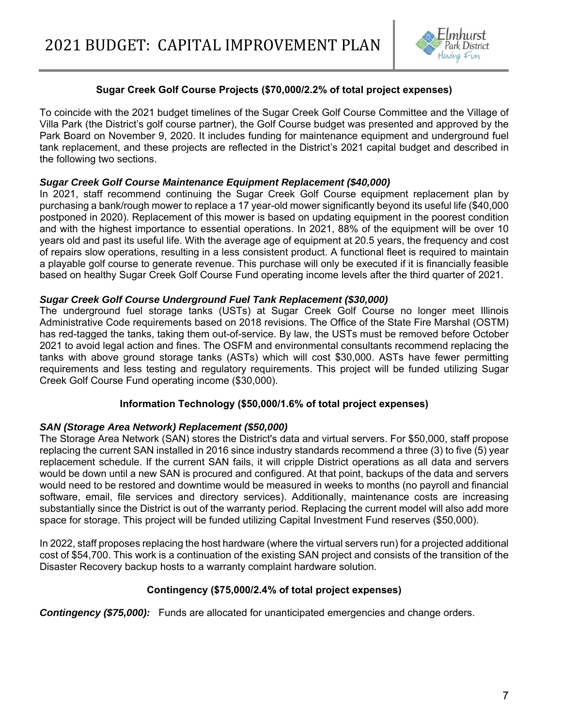### Sugar Creek Golf Course Projects ($70,000/2.2% of total project expenses)

To coincide with the 2021 budget timelines of the Sugar Creek Golf Course Committee and the Village of Villa Park (the District's golf course partner), the Golf Course budget was presented and approved by the Park Board on November 9, 2020. It includes funding for maintenance equipment and underground fuel tank replacement, and these projects are reflected in the District's 2021 capital budget and described in the following two sections.

***Sugar Creek Golf Course Maintenance Equipment Replacement ($40,000)***

In 2021, staff recommend continuing the Sugar Creek Golf Course equipment replacement plan by purchasing a bank/rough mower to replace a 17 year-old mower significantly beyond its useful life ($40,000 postponed in 2020). Replacement of this mower is based on updating equipment in the poorest condition and with the highest importance to essential operations. In 2021, 88% of the equipment will be over 10 years old and past its useful life. With the average age of equipment at 20.5 years, the frequency and cost of repairs slow operations, resulting in a less consistent product. A functional fleet is required to maintain a playable golf course to generate revenue. This purchase will only be executed if it is financially feasible based on healthy Sugar Creek Golf Course Fund operating income levels after the third quarter of 2021.

***Sugar Creek Golf Course Underground Fuel Tank Replacement ($30,000)***

The underground fuel storage tanks (USTs) at Sugar Creek Golf Course no longer meet Illinois Administrative Code requirements based on 2018 revisions. The Office of the State Fire Marshal (OSTM) has red-tagged the tanks, taking them out-of-service. By law, the USTs must be removed before October 2021 to avoid legal action and fines. The OSFM and environmental consultants recommend replacing the tanks with above ground storage tanks (ASTs) which will cost $30,000. ASTs have fewer permitting requirements and less testing and regulatory requirements. This project will be funded utilizing Sugar Creek Golf Course Fund operating income ($30,000).

### Information Technology ($50,000/1.6% of total project expenses)

***SAN (Storage Area Network) Replacement ($50,000)***

The Storage Area Network (SAN) stores the District's data and virtual servers. For $50,000, staff propose replacing the current SAN installed in 2016 since industry standards recommend a three (3) to five (5) year replacement schedule. If the current SAN fails, it will cripple District operations as all data and servers would be down until a new SAN is procured and configured. At that point, backups of the data and servers would need to be restored and downtime would be measured in weeks to months (no payroll and financial software, email, file services and directory services). Additionally, maintenance costs are increasing substantially since the District is out of the warranty period. Replacing the current model will also add more space for storage. This project will be funded utilizing Capital Investment Fund reserves ($50,000).

In 2022, staff proposes replacing the host hardware (where the virtual servers run) for a projected additional cost of $54,700. This work is a continuation of the existing SAN project and consists of the transition of the Disaster Recovery backup hosts to a warranty complaint hardware solution.

### Contingency ($75,000/2.4% of total project expenses)

***Contingency ($75,000):*** Funds are allocated for unanticipated emergencies and change orders.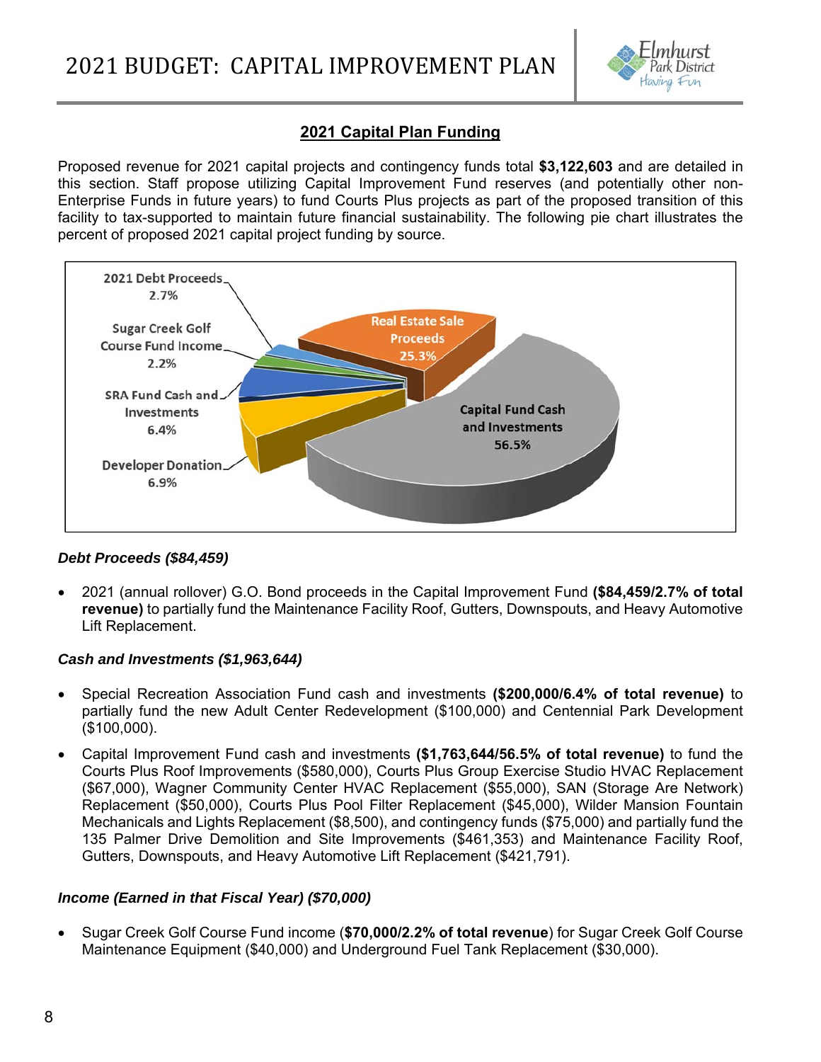## 2021 Capital Plan Funding

Proposed revenue for 2021 capital projects and contingency funds total **$3,122,603** and are detailed in this section. Staff propose utilizing Capital Improvement Fund reserves (and potentially other non-Enterprise Funds in future years) to fund Courts Plus projects as part of the proposed transition of this facility to tax-supported to maintain future financial sustainability. The following pie chart illustrates the percent of proposed 2021 capital project funding by source.

2021 Debt Proceeds 2.7%
Sugar Creek Golf Course Fund Income 2.2%
SRA Fund Cash and Investments 6.4%
Developer Donation 6.9%
Real Estate Sale Proceeds 25.3%
Capital Fund Cash and Investments 56.5%

### *Debt Proceeds ($84,459)*

- 2021 (annual rollover) G.O. Bond proceeds in the Capital Improvement Fund **($84,459/2.7% of total revenue)** to partially fund the Maintenance Facility Roof, Gutters, Downspouts, and Heavy Automotive Lift Replacement.

### *Cash and Investments ($1,963,644)*

- Special Recreation Association Fund cash and investments **($200,000/6.4% of total revenue)** to partially fund the new Adult Center Redevelopment ($100,000) and Centennial Park Development ($100,000).
- Capital Improvement Fund cash and investments **($1,763,644/56.5% of total revenue)** to fund the Courts Plus Roof Improvements ($580,000), Courts Plus Group Exercise Studio HVAC Replacement ($67,000), Wagner Community Center HVAC Replacement ($55,000), SAN (Storage Are Network) Replacement ($50,000), Courts Plus Pool Filter Replacement ($45,000), Wilder Mansion Fountain Mechanicals and Lights Replacement ($8,500), and contingency funds ($75,000) and partially fund the 135 Palmer Drive Demolition and Site Improvements ($461,353) and Maintenance Facility Roof, Gutters, Downspouts, and Heavy Automotive Lift Replacement ($421,791).

### *Income (Earned in that Fiscal Year) ($70,000)*

- Sugar Creek Golf Course Fund income (**$70,000/2.2% of total revenue**) for Sugar Creek Golf Course Maintenance Equipment ($40,000) and Underground Fuel Tank Replacement ($30,000).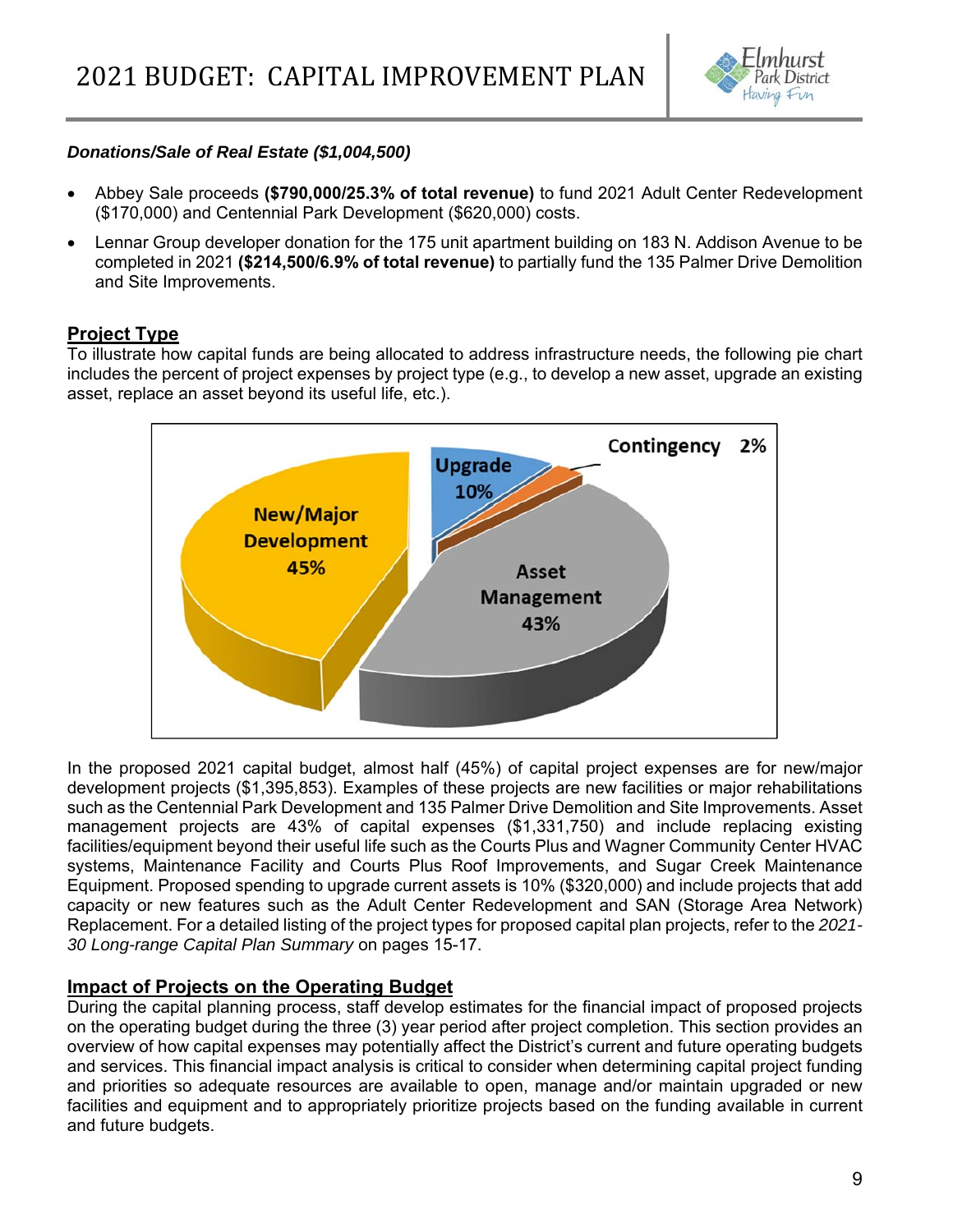***Donations/Sale of Real Estate ($1,004,500)***

- Abbey Sale proceeds **($790,000/25.3% of total revenue)** to fund 2021 Adult Center Redevelopment ($170,000) and Centennial Park Development ($620,000) costs.
- Lennar Group developer donation for the 175 unit apartment building on 183 N. Addison Avenue to be completed in 2021 **($214,500/6.9% of total revenue)** to partially fund the 135 Palmer Drive Demolition and Site Improvements.

## Project Type

To illustrate how capital funds are being allocated to address infrastructure needs, the following pie chart includes the percent of project expenses by project type (e.g., to develop a new asset, upgrade an existing asset, replace an asset beyond its useful life, etc.).

Contingency 2%

Upgrade 10%

New/Major Development 45%

Asset Management 43%

In the proposed 2021 capital budget, almost half (45%) of capital project expenses are for new/major development projects ($1,395,853). Examples of these projects are new facilities or major rehabilitations such as the Centennial Park Development and 135 Palmer Drive Demolition and Site Improvements. Asset management projects are 43% of capital expenses ($1,331,750) and include replacing existing facilities/equipment beyond their useful life such as the Courts Plus and Wagner Community Center HVAC systems, Maintenance Facility and Courts Plus Roof Improvements, and Sugar Creek Maintenance Equipment. Proposed spending to upgrade current assets is 10% ($320,000) and include projects that add capacity or new features such as the Adult Center Redevelopment and SAN (Storage Area Network) Replacement. For a detailed listing of the project types for proposed capital plan projects, refer to the *2021-30 Long-range Capital Plan Summary* on pages 15-17.

## Impact of Projects on the Operating Budget

During the capital planning process, staff develop estimates for the financial impact of proposed projects on the operating budget during the three (3) year period after project completion. This section provides an overview of how capital expenses may potentially affect the District's current and future operating budgets and services. This financial impact analysis is critical to consider when determining capital project funding and priorities so adequate resources are available to open, manage and/or maintain upgraded or new facilities and equipment and to appropriately prioritize projects based on the funding available in current and future budgets.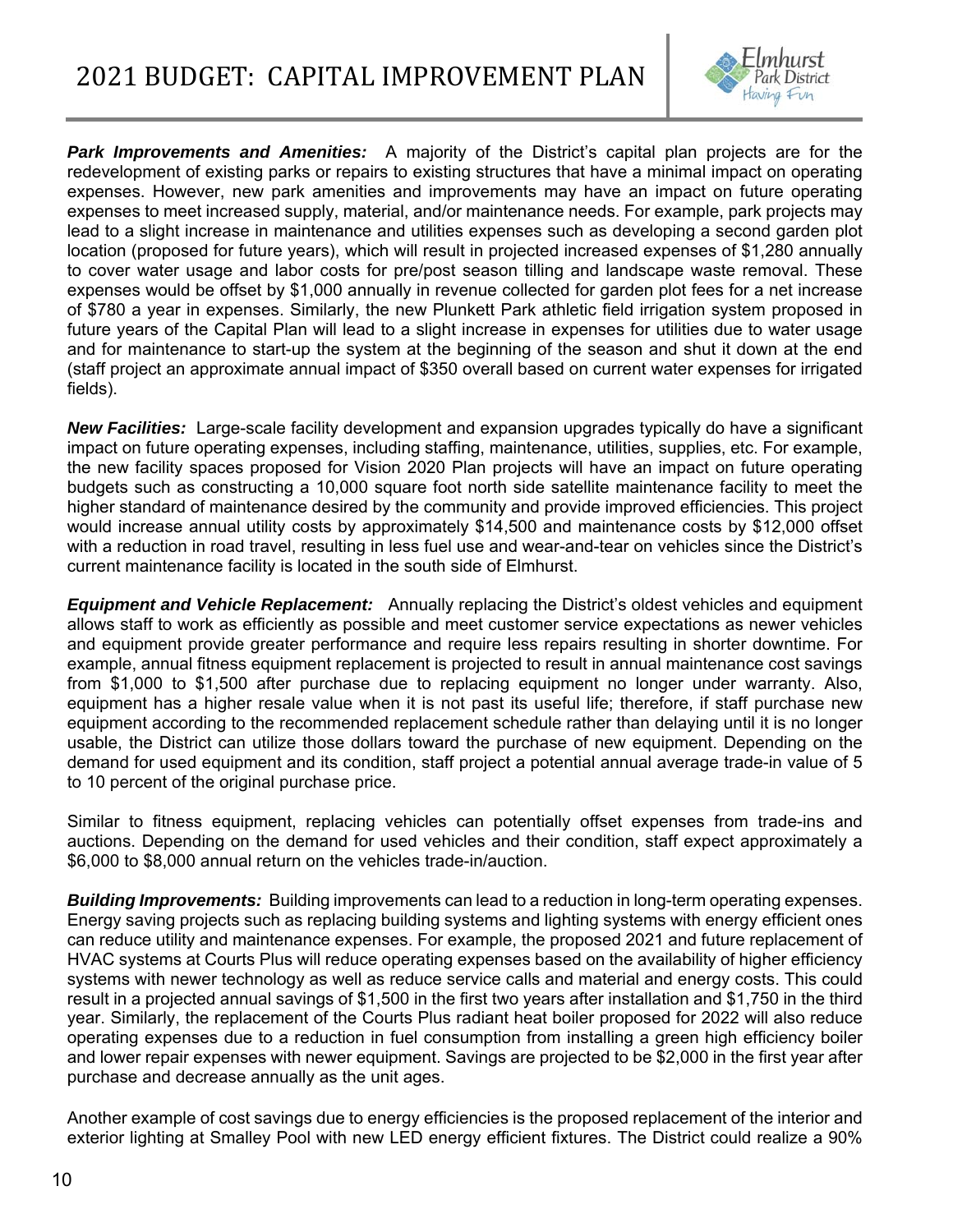***Park Improvements and Amenities:*** A majority of the District's capital plan projects are for the redevelopment of existing parks or repairs to existing structures that have a minimal impact on operating expenses. However, new park amenities and improvements may have an impact on future operating expenses to meet increased supply, material, and/or maintenance needs. For example, park projects may lead to a slight increase in maintenance and utilities expenses such as developing a second garden plot location (proposed for future years), which will result in projected increased expenses of $1,280 annually to cover water usage and labor costs for pre/post season tilling and landscape waste removal. These expenses would be offset by $1,000 annually in revenue collected for garden plot fees for a net increase of $780 a year in expenses. Similarly, the new Plunkett Park athletic field irrigation system proposed in future years of the Capital Plan will lead to a slight increase in expenses for utilities due to water usage and for maintenance to start-up the system at the beginning of the season and shut it down at the end (staff project an approximate annual impact of $350 overall based on current water expenses for irrigated fields).

***New Facilities:*** Large-scale facility development and expansion upgrades typically do have a significant impact on future operating expenses, including staffing, maintenance, utilities, supplies, etc. For example, the new facility spaces proposed for Vision 2020 Plan projects will have an impact on future operating budgets such as constructing a 10,000 square foot north side satellite maintenance facility to meet the higher standard of maintenance desired by the community and provide improved efficiencies. This project would increase annual utility costs by approximately $14,500 and maintenance costs by $12,000 offset with a reduction in road travel, resulting in less fuel use and wear-and-tear on vehicles since the District's current maintenance facility is located in the south side of Elmhurst.

***Equipment and Vehicle Replacement:*** Annually replacing the District's oldest vehicles and equipment allows staff to work as efficiently as possible and meet customer service expectations as newer vehicles and equipment provide greater performance and require less repairs resulting in shorter downtime. For example, annual fitness equipment replacement is projected to result in annual maintenance cost savings from $1,000 to $1,500 after purchase due to replacing equipment no longer under warranty. Also, equipment has a higher resale value when it is not past its useful life; therefore, if staff purchase new equipment according to the recommended replacement schedule rather than delaying until it is no longer usable, the District can utilize those dollars toward the purchase of new equipment. Depending on the demand for used equipment and its condition, staff project a potential annual average trade-in value of 5 to 10 percent of the original purchase price.

Similar to fitness equipment, replacing vehicles can potentially offset expenses from trade-ins and auctions. Depending on the demand for used vehicles and their condition, staff expect approximately a $6,000 to $8,000 annual return on the vehicles trade-in/auction.

***Building Improvements:*** Building improvements can lead to a reduction in long-term operating expenses. Energy saving projects such as replacing building systems and lighting systems with energy efficient ones can reduce utility and maintenance expenses. For example, the proposed 2021 and future replacement of HVAC systems at Courts Plus will reduce operating expenses based on the availability of higher efficiency systems with newer technology as well as reduce service calls and material and energy costs. This could result in a projected annual savings of $1,500 in the first two years after installation and $1,750 in the third year. Similarly, the replacement of the Courts Plus radiant heat boiler proposed for 2022 will also reduce operating expenses due to a reduction in fuel consumption from installing a green high efficiency boiler and lower repair expenses with newer equipment. Savings are projected to be $2,000 in the first year after purchase and decrease annually as the unit ages.

Another example of cost savings due to energy efficiencies is the proposed replacement of the interior and exterior lighting at Smalley Pool with new LED energy efficient fixtures. The District could realize a 90%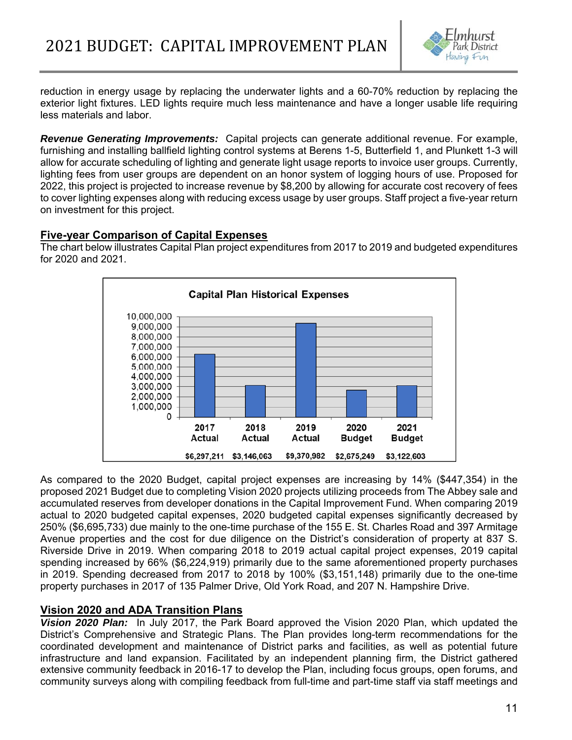reduction in energy usage by replacing the underwater lights and a 60-70% reduction by replacing the exterior light fixtures. LED lights require much less maintenance and have a longer usable life requiring less materials and labor.

***Revenue Generating Improvements:*** Capital projects can generate additional revenue. For example, furnishing and installing ballfield lighting control systems at Berens 1-5, Butterfield 1, and Plunkett 1-3 will allow for accurate scheduling of lighting and generate light usage reports to invoice user groups. Currently, lighting fees from user groups are dependent on an honor system of logging hours of use. Proposed for 2022, this project is projected to increase revenue by $8,200 by allowing for accurate cost recovery of fees to cover lighting expenses along with reducing excess usage by user groups. Staff project a five-year return on investment for this project.

## Five-year Comparison of Capital Expenses

The chart below illustrates Capital Plan project expenditures from 2017 to 2019 and budgeted expenditures for 2020 and 2021.

Capital Plan Historical Expenses

10,000,000
9,000,000
8,000,000
7,000,000
6,000,000
5,000,000
4,000,000
3,000,000
2,000,000
1,000,000
0

2017 Actual
2018 Actual
2019 Actual
2020 Budget
2021 Budget

$6,297,211 $3,146,063 $9,370,982 $2,675,249 $3,122,603

As compared to the 2020 Budget, capital project expenses are increasing by 14% ($447,354) in the proposed 2021 Budget due to completing Vision 2020 projects utilizing proceeds from The Abbey sale and accumulated reserves from developer donations in the Capital Improvement Fund. When comparing 2019 actual to 2020 budgeted capital expenses, 2020 budgeted capital expenses significantly decreased by 250% ($6,695,733) due mainly to the one-time purchase of the 155 E. St. Charles Road and 397 Armitage Avenue properties and the cost for due diligence on the District's consideration of property at 837 S. Riverside Drive in 2019. When comparing 2018 to 2019 actual capital project expenses, 2019 capital spending increased by 66% ($6,224,919) primarily due to the same aforementioned property purchases in 2019. Spending decreased from 2017 to 2018 by 100% ($3,151,148) primarily due to the one-time property purchases in 2017 of 135 Palmer Drive, Old York Road, and 207 N. Hampshire Drive.

## Vision 2020 and ADA Transition Plans

***Vision 2020 Plan:*** In July 2017, the Park Board approved the Vision 2020 Plan, which updated the District's Comprehensive and Strategic Plans. The Plan provides long-term recommendations for the coordinated development and maintenance of District parks and facilities, as well as potential future infrastructure and land expansion. Facilitated by an independent planning firm, the District gathered extensive community feedback in 2016-17 to develop the Plan, including focus groups, open forums, and community surveys along with compiling feedback from full-time and part-time staff via staff meetings and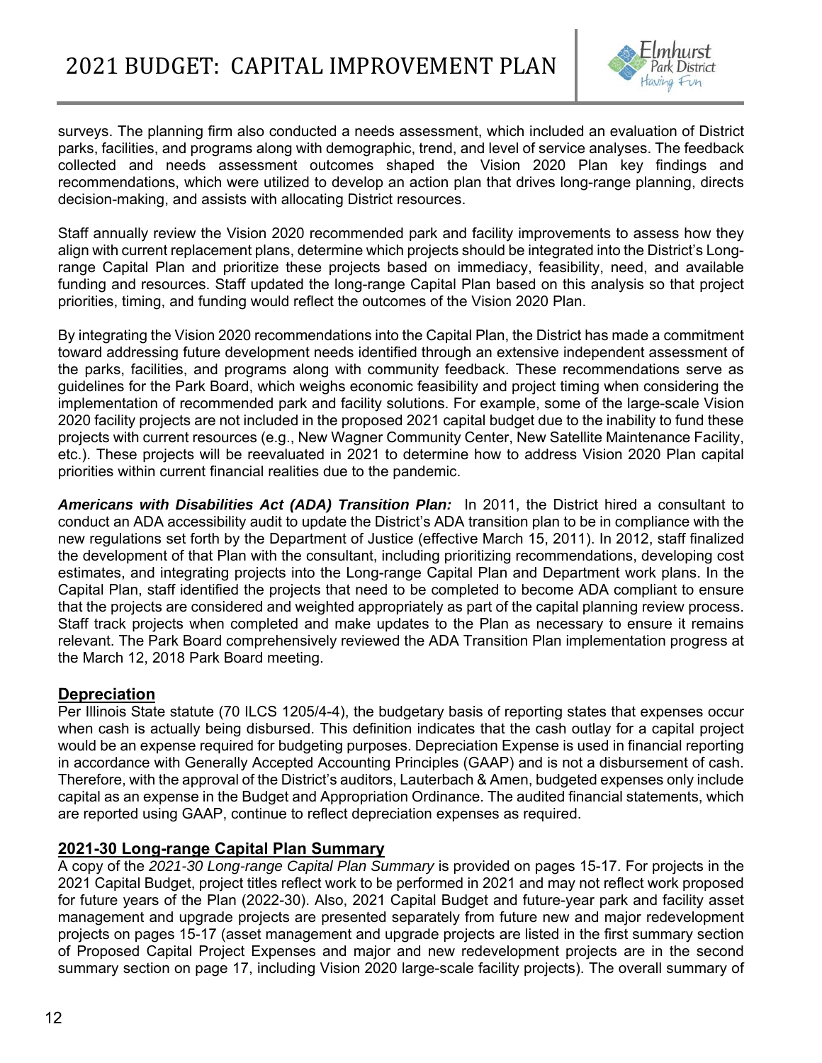surveys. The planning firm also conducted a needs assessment, which included an evaluation of District parks, facilities, and programs along with demographic, trend, and level of service analyses. The feedback collected and needs assessment outcomes shaped the Vision 2020 Plan key findings and recommendations, which were utilized to develop an action plan that drives long-range planning, directs decision-making, and assists with allocating District resources.

Staff annually review the Vision 2020 recommended park and facility improvements to assess how they align with current replacement plans, determine which projects should be integrated into the District's Long-range Capital Plan and prioritize these projects based on immediacy, feasibility, need, and available funding and resources. Staff updated the long-range Capital Plan based on this analysis so that project priorities, timing, and funding would reflect the outcomes of the Vision 2020 Plan.

By integrating the Vision 2020 recommendations into the Capital Plan, the District has made a commitment toward addressing future development needs identified through an extensive independent assessment of the parks, facilities, and programs along with community feedback. These recommendations serve as guidelines for the Park Board, which weighs economic feasibility and project timing when considering the implementation of recommended park and facility solutions. For example, some of the large-scale Vision 2020 facility projects are not included in the proposed 2021 capital budget due to the inability to fund these projects with current resources (e.g., New Wagner Community Center, New Satellite Maintenance Facility, etc.). These projects will be reevaluated in 2021 to determine how to address Vision 2020 Plan capital priorities within current financial realities due to the pandemic.

***Americans with Disabilities Act (ADA) Transition Plan:*** In 2011, the District hired a consultant to conduct an ADA accessibility audit to update the District's ADA transition plan to be in compliance with the new regulations set forth by the Department of Justice (effective March 15, 2011). In 2012, staff finalized the development of that Plan with the consultant, including prioritizing recommendations, developing cost estimates, and integrating projects into the Long-range Capital Plan and Department work plans. In the Capital Plan, staff identified the projects that need to be completed to become ADA compliant to ensure that the projects are considered and weighted appropriately as part of the capital planning review process. Staff track projects when completed and make updates to the Plan as necessary to ensure it remains relevant. The Park Board comprehensively reviewed the ADA Transition Plan implementation progress at the March 12, 2018 Park Board meeting.

## Depreciation

Per Illinois State statute (70 ILCS 1205/4-4), the budgetary basis of reporting states that expenses occur when cash is actually being disbursed. This definition indicates that the cash outlay for a capital project would be an expense required for budgeting purposes. Depreciation Expense is used in financial reporting in accordance with Generally Accepted Accounting Principles (GAAP) and is not a disbursement of cash. Therefore, with the approval of the District's auditors, Lauterbach & Amen, budgeted expenses only include capital as an expense in the Budget and Appropriation Ordinance. The audited financial statements, which are reported using GAAP, continue to reflect depreciation expenses as required.

## 2021-30 Long-range Capital Plan Summary

A copy of the *2021-30 Long-range Capital Plan Summary* is provided on pages 15-17. For projects in the 2021 Capital Budget, project titles reflect work to be performed in 2021 and may not reflect work proposed for future years of the Plan (2022-30). Also, 2021 Capital Budget and future-year park and facility asset management and upgrade projects are presented separately from future new and major redevelopment projects on pages 15-17 (asset management and upgrade projects are listed in the first summary section of Proposed Capital Project Expenses and major and new redevelopment projects are in the second summary section on page 17, including Vision 2020 large-scale facility projects). The overall summary of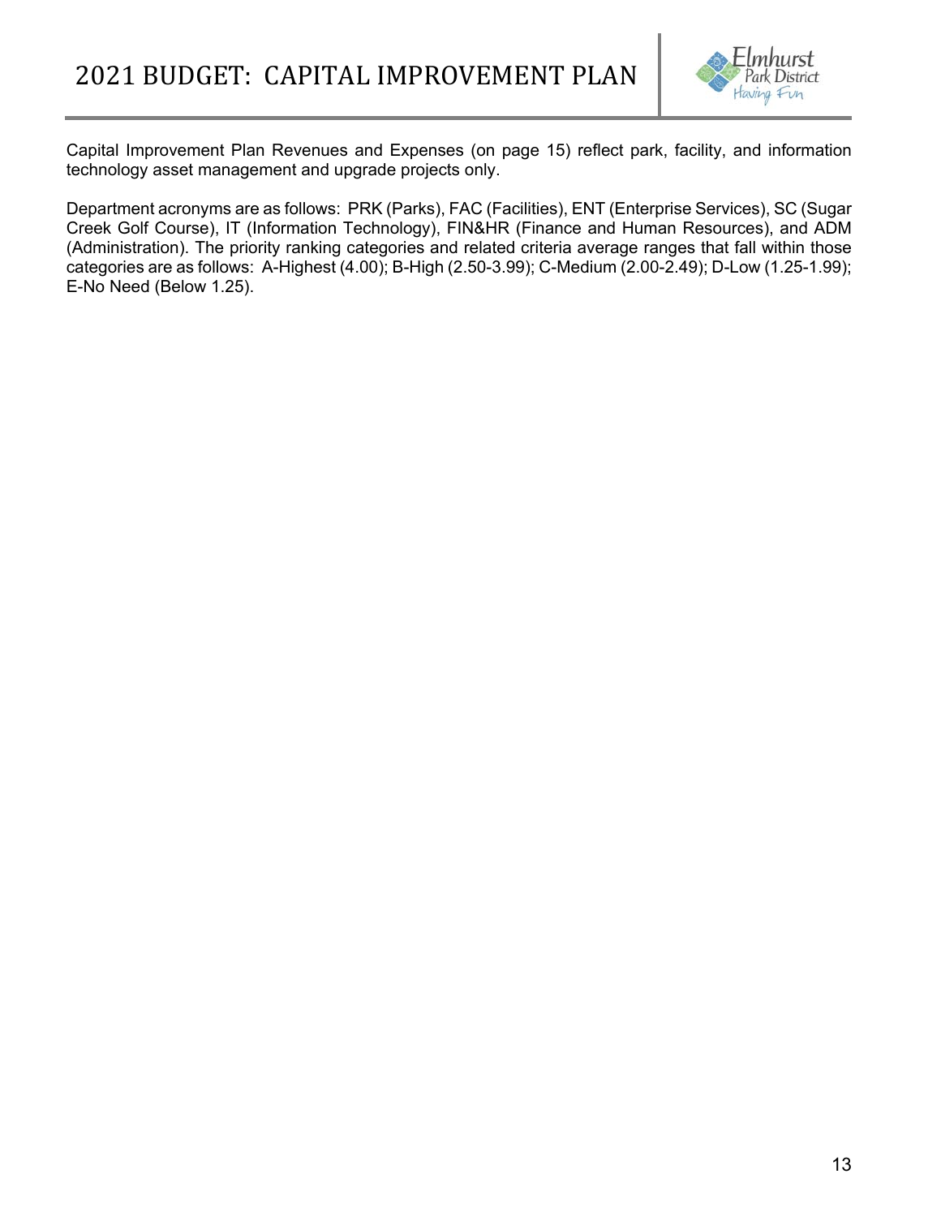Capital Improvement Plan Revenues and Expenses (on page 15) reflect park, facility, and information technology asset management and upgrade projects only.

Department acronyms are as follows: PRK (Parks), FAC (Facilities), ENT (Enterprise Services), SC (Sugar Creek Golf Course), IT (Information Technology), FIN&HR (Finance and Human Resources), and ADM (Administration). The priority ranking categories and related criteria average ranges that fall within those categories are as follows: A-Highest (4.00); B-High (2.50-3.99); C-Medium (2.00-2.49); D-Low (1.25-1.99); E-No Need (Below 1.25).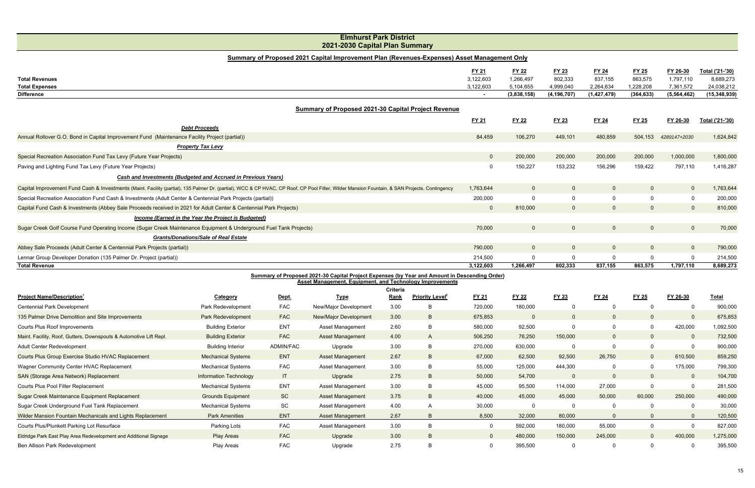# Elmhurst Park District
## 2021-2030 Capital Plan Summary

### Summary of Proposed 2021 Capital Improvement Plan (Revenues-Expenses) Asset Management Only

| | FY 21 | FY 22 | FY 23 | FY 24 | FY 25 | FY 26-30 | Total ('21-'30) |
|---|---|---|---|---|---|---|---|
| **Total Revenues** | 3,122,603 | 1,266,497 | 802,333 | 837,155 | 863,575 | 1,797,110 | 8,689,273 |
| **Total Expenses** | 3,122,603 | 5,104,655 | 4,999,040 | 2,264,634 | 1,228,208 | 7,361,572 | 24,038,212 |
| **Difference** | - | (3,838,158) | (4,196,707) | (1,427,479) | (364,633) | (5,564,462) | (15,348,939) |

### Summary of Proposed 2021-30 Capital Project Revenue

| | FY 21 | FY 22 | FY 23 | FY 24 | FY 25 | FY 26-30 | Total ('21-'30) |
|---|---|---|---|---|---|---|---|
| ***Debt Proceeds*** | | | | | | | |
| Annual Rollover G.O. Bond in Capital Improvement Fund (Maintenance Facility Project (partial)) | 84,459 | 106,270 | 449,101 | 480,859 | 504,153 | *4289147+2030* | 1,624,842 |
| ***Property Tax Levy*** | | | | | | | |
| Special Recreation Association Fund Tax Levy (Future Year Projects) | 0 | 200,000 | 200,000 | 200,000 | 200,000 | 1,000,000 | 1,800,000 |
| Paving and Lighting Fund Tax Levy (Future Year Projects) | 0 | 150,227 | 153,232 | 156,296 | 159,422 | 797,110 | 1,416,287 |
| ***Cash and Investments (Budgeted and Accrued in Previous Years)*** | | | | | | | |
| Capital Improvement Fund Cash & Investments (Maint. Facility (partial), 135 Palmer Dr. (partial), WCC & CP HVAC, CP Roof, CP Pool Filter, Wilder Mansion Fountain, & SAN Projects, Contingency | 1,763,644 | 0 | 0 | 0 | 0 | 0 | 1,763,644 |
| Special Recreation Association Fund Cash & Investments (Adult Center & Centennial Park Projects (partial)) | 200,000 | 0 | 0 | 0 | 0 | 0 | 200,000 |
| Capital Fund Cash & Investments (Abbey Sale Proceeds received in 2021 for Adult Center & Centennial Park Projects) | 0 | 810,000 | 0 | 0 | 0 | 0 | 810,000 |
| ***Income (Earned in the Year the Project is Budgeted)*** | | | | | | | |
| Sugar Creek Golf Course Fund Operating Income (Sugar Creek Maintenance Equipment & Underground Fuel Tank Projects) | 70,000 | 0 | 0 | 0 | 0 | 0 | 70,000 |
| ***Grants/Donations/Sale of Real Estate*** | | | | | | | |
| Abbey Sale Proceeds (Adult Center & Centennial Park Projects (partial)) | 790,000 | 0 | 0 | 0 | 0 | 0 | 790,000 |
| Lennar Group Developer Donation (135 Palmer Dr. Project (partial)) | 214,500 | 0 | 0 | 0 | 0 | 0 | 214,500 |
| **Total Revenue** | **3,122,603** | **1,266,497** | **802,333** | **837,155** | **863,575** | **1,797,110** | **8,689,273** |

### Summary of Proposed 2021-30 Capital Project Expenses (by Year and Amount in Descending Order)
#### Asset Management, Equipment, and Technology Improvements

| Project Name/Description[1] | Category | Dept. | Type | Criteria Rank | Priority Level[2] | FY 21 | FY 22 | FY 23 | FY 24 | FY 25 | FY 26-30 | Total |
|---|---|---|---|---|---|---|---|---|---|---|---|---|
| Centennial Park Development | Park Redevelopment | FAC | New/Major Development | 3.00 | B | 720,000 | 180,000 | 0 | 0 | 0 | 0 | 900,000 |
| 135 Palmer Drive Demolition and Site Improvements | Park Redevelopment | FAC | New/Major Development | 3.00 | B | 675,853 | 0 | 0 | 0 | 0 | 0 | 675,853 |
| Courts Plus Roof Improvements | Building Exterior | ENT | Asset Management | 2.60 | B | 580,000 | 92,500 | 0 | 0 | 0 | 420,000 | 1,092,500 |
| Maint. Facility, Roof, Gutters, Downspouts & Automotive Lift Repl. | Building Exterior | FAC | Asset Management | 4.00 | A | 506,250 | 76,250 | 150,000 | 0 | 0 | 0 | 732,500 |
| Adult Center Redevelopment | Building Interior | ADMIN/FAC | Upgrade | 3.00 | B | 270,000 | 630,000 | 0 | 0 | 0 | 0 | 900,000 |
| Courts Plus Group Exercise Studio HVAC Replacement | Mechanical Systems | ENT | Asset Management | 2.67 | B | 67,000 | 62,500 | 92,500 | 26,750 | 0 | 610,500 | 859,250 |
| Wagner Community Center HVAC Replacement | Mechanical Systems | FAC | Asset Management | 3.00 | B | 55,000 | 125,000 | 444,300 | 0 | 0 | 175,000 | 799,300 |
| SAN (Storage Area Network) Replacement | Information Technology | IT | Upgrade | 2.75 | B | 50,000 | 54,700 | 0 | 0 | 0 | 0 | 104,700 |
| Courts Plus Pool Filter Replacement | Mechanical Systems | ENT | Asset Management | 3.00 | B | 45,000 | 95,500 | 114,000 | 27,000 | 0 | 0 | 281,500 |
| Sugar Creek Maintenance Equipment Replacement | Grounds Equipment | SC | Asset Management | 3.75 | B | 40,000 | 45,000 | 45,000 | 50,000 | 60,000 | 250,000 | 490,000 |
| Sugar Creek Underground Fuel Tank Replacement | Mechanical Systems | SC | Asset Management | 4.00 | A | 30,000 | 0 | 0 | 0 | 0 | 0 | 30,000 |
| Wilder Mansion Fountain Mechanicals and Lights Replacement | Park Amenities | ENT | Asset Management | 2.67 | B | 8,500 | 32,000 | 80,000 | 0 | 0 | 0 | 120,500 |
| Courts Plus/Plunkett Parking Lot Resurface | Parking Lots | FAC | Asset Management | 3.00 | B | 0 | 592,000 | 180,000 | 55,000 | 0 | 0 | 827,000 |
| Eldridge Park East Play Area Redevelopment and Additional Signage | Play Areas | FAC | Upgrade | 3.00 | B | 0 | 480,000 | 150,000 | 245,000 | 0 | 400,000 | 1,275,000 |
| Ben Allison Park Redevelopment | Play Areas | FAC | Upgrade | 2.75 | B | 0 | 395,500 | 0 | 0 | 0 | 0 | 395,500 |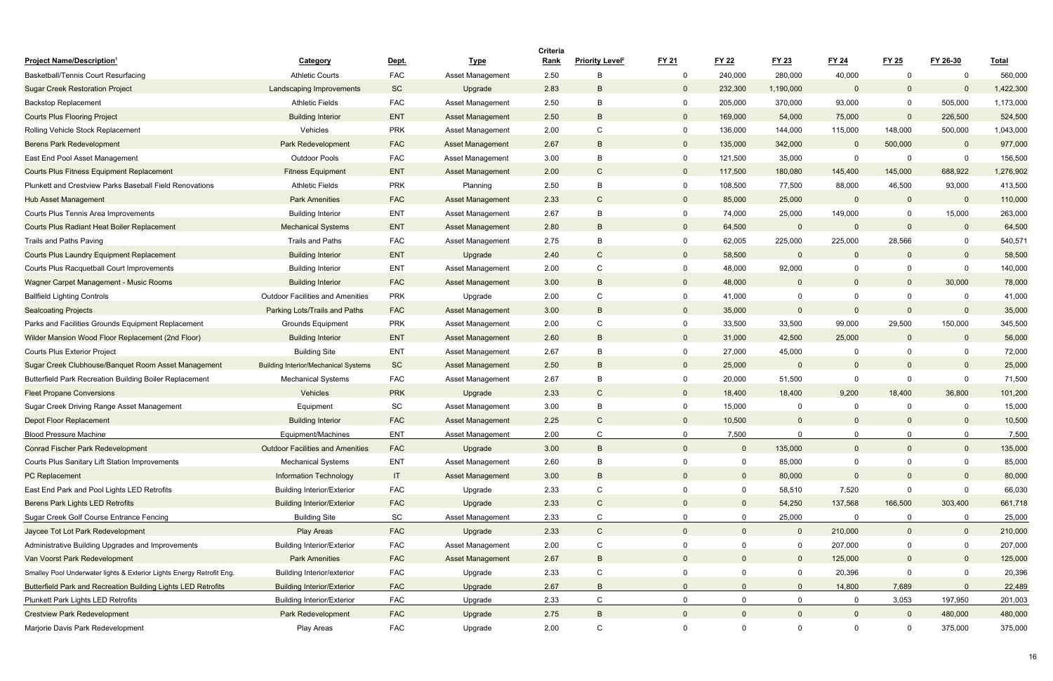| Project Name/Description[1] | Category | Dept. | Type | Criteria Rank | Priority Level[2] | FY 21 | FY 22 | FY 23 | FY 24 | FY 25 | FY 26-30 | Total |
|---|---|---|---|---|---|---|---|---|---|---|---|---|
| Basketball/Tennis Court Resurfacing | Athletic Courts | FAC | Asset Management | 2.50 | B | 0 | 240,000 | 280,000 | 40,000 | 0 | 0 | 560,000 |
| Sugar Creek Restoration Project | Landscaping Improvements | SC | Upgrade | 2.83 | B | 0 | 232,300 | 1,190,000 | 0 | 0 | 0 | 1,422,300 |
| Backstop Replacement | Athletic Fields | FAC | Asset Management | 2.50 | B | 0 | 205,000 | 370,000 | 93,000 | 0 | 505,000 | 1,173,000 |
| Courts Plus Flooring Project | Building Interior | ENT | Asset Management | 2.50 | B | 0 | 169,000 | 54,000 | 75,000 | 0 | 226,500 | 524,500 |
| Rolling Vehicle Stock Replacement | Vehicles | PRK | Asset Management | 2.00 | C | 0 | 136,000 | 144,000 | 115,000 | 148,000 | 500,000 | 1,043,000 |
| Berens Park Redevelopment | Park Redevelopment | FAC | Asset Management | 2.67 | B | 0 | 135,000 | 342,000 | 0 | 500,000 | 0 | 977,000 |
| East End Pool Asset Management | Outdoor Pools | FAC | Asset Management | 3.00 | B | 0 | 121,500 | 35,000 | 0 | 0 | 0 | 156,500 |
| Courts Plus Fitness Equipment Replacement | Fitness Equipment | ENT | Asset Management | 2.00 | C | 0 | 117,500 | 180,080 | 145,400 | 145,000 | 688,922 | 1,276,902 |
| Plunkett and Crestview Parks Baseball Field Renovations | Athletic Fields | PRK | Planning | 2.50 | B | 0 | 108,500 | 77,500 | 88,000 | 46,500 | 93,000 | 413,500 |
| Hub Asset Management | Park Amenities | FAC | Asset Management | 2.33 | C | 0 | 85,000 | 25,000 | 0 | 0 | 0 | 110,000 |
| Courts Plus Tennis Area Improvements | Building Interior | ENT | Asset Management | 2.67 | B | 0 | 74,000 | 25,000 | 149,000 | 0 | 15,000 | 263,000 |
| Courts Plus Radiant Heat Boiler Replacement | Mechanical Systems | ENT | Asset Management | 2.80 | B | 0 | 64,500 | 0 | 0 | 0 | 0 | 64,500 |
| Trails and Paths Paving | Trails and Paths | FAC | Asset Management | 2.75 | B | 0 | 62,005 | 225,000 | 225,000 | 28,566 | 0 | 540,571 |
| Courts Plus Laundry Equipment Replacement | Building Interior | ENT | Upgrade | 2.40 | C | 0 | 58,500 | 0 | 0 | 0 | 0 | 58,500 |
| Courts Plus Racquetball Court Improvements | Building Interior | ENT | Asset Management | 2.00 | C | 0 | 48,000 | 92,000 | 0 | 0 | 0 | 140,000 |
| Wagner Carpet Management - Music Rooms | Building Interior | FAC | Asset Management | 3.00 | B | 0 | 48,000 | 0 | 0 | 0 | 30,000 | 78,000 |
| Ballfield Lighting Controls | Outdoor Facilities and Amenities | PRK | Upgrade | 2.00 | C | 0 | 41,000 | 0 | 0 | 0 | 0 | 41,000 |
| Sealcoating Projects | Parking Lots/Trails and Paths | FAC | Asset Management | 3.00 | B | 0 | 35,000 | 0 | 0 | 0 | 0 | 35,000 |
| Parks and Facilities Grounds Equipment Replacement | Grounds Equipment | PRK | Asset Management | 2.00 | C | 0 | 33,500 | 33,500 | 99,000 | 29,500 | 150,000 | 345,500 |
| Wilder Mansion Wood Floor Replacement (2nd Floor) | Building Interior | ENT | Asset Management | 2.60 | B | 0 | 31,000 | 42,500 | 25,000 | 0 | 0 | 56,000 |
| Courts Plus Exterior Project | Building Site | ENT | Asset Management | 2.67 | B | 0 | 27,000 | 45,000 | 0 | 0 | 0 | 72,000 |
| Sugar Creek Clubhouse/Banquet Room Asset Management | Building Interior/Mechanical Systems | SC | Asset Management | 2.50 | B | 0 | 25,000 | 0 | 0 | 0 | 0 | 25,000 |
| Butterfield Park Recreation Building Boiler Replacement | Mechanical Systems | FAC | Asset Management | 2.67 | B | 0 | 20,000 | 51,500 | 0 | 0 | 0 | 71,500 |
| Fleet Propane Conversions | Vehicles | PRK | Upgrade | 2.33 | C | 0 | 18,400 | 18,400 | 9,200 | 18,400 | 36,800 | 101,200 |
| Sugar Creek Driving Range Asset Management | Equipment | SC | Asset Management | 3.00 | B | 0 | 15,000 | 0 | 0 | 0 | 0 | 15,000 |
| Depot Floor Replacement | Building Interior | FAC | Asset Management | 2.25 | C | 0 | 10,500 | 0 | 0 | 0 | 0 | 10,500 |
| Blood Pressure Machine | Equipment/Machines | ENT | Asset Management | 2.00 | C | 0 | 7,500 | 0 | 0 | 0 | 0 | 7,500 |
| Conrad Fischer Park Redevelopment | Outdoor Facilities and Amenities | FAC | Upgrade | 3.00 | B | 0 | 0 | 135,000 | 0 | 0 | 0 | 135,000 |
| Courts Plus Sanitary Lift Station Improvements | Mechanical Systems | ENT | Asset Management | 2.60 | B | 0 | 0 | 85,000 | 0 | 0 | 0 | 85,000 |
| PC Replacement | Information Technology | IT | Asset Management | 3.00 | B | 0 | 0 | 80,000 | 0 | 0 | 0 | 80,000 |
| East End Park and Pool Lights LED Retrofits | Building Interior/Exterior | FAC | Upgrade | 2.33 | C | 0 | 0 | 58,510 | 7,520 | 0 | 0 | 66,030 |
| Berens Park Lights LED Retrofits | Building Interior/Exterior | FAC | Upgrade | 2.33 | C | 0 | 0 | 54,250 | 137,568 | 166,500 | 303,400 | 661,718 |
| Sugar Creek Golf Course Entrance Fencing | Building Site | SC | Asset Management | 2.33 | C | 0 | 0 | 25,000 | 0 | 0 | 0 | 25,000 |
| Jaycee Tot Lot Park Redevelopment | Play Areas | FAC | Upgrade | 2.33 | C | 0 | 0 | 0 | 210,000 | 0 | 0 | 210,000 |
| Administrative Building Upgrades and Improvements | Building Interior/Exterior | FAC | Asset Management | 2.00 | C | 0 | 0 | 0 | 207,000 | 0 | 0 | 207,000 |
| Van Voorst Park Redevelopment | Park Amenities | FAC | Asset Management | 2.67 | B | 0 | 0 | 0 | 125,000 | 0 | 0 | 125,000 |
| Smalley Pool Underwater lights & Exterior Lights Energy Retrofit Eng. | Building Interior/exterior | FAC | Upgrade | 2.33 | C | 0 | 0 | 0 | 20,396 | 0 | 0 | 20,396 |
| Butterfield Park and Recreation Building Lights LED Retrofits | Building Interior/Exterior | FAC | Upgrade | 2.67 | B | 0 | 0 | 0 | 14,800 | 7,689 | 0 | 22,489 |
| Plunkett Park Lights LED Retrofits | Building Interior/Exterior | FAC | Upgrade | 2.33 | C | 0 | 0 | 0 | 0 | 3,053 | 197,950 | 201,003 |
| Crestview Park Redevelopment | Park Redevelopment | FAC | Upgrade | 2.75 | B | 0 | 0 | 0 | 0 | 0 | 480,000 | 480,000 |
| Marjorie Davis Park Redevelopment | Play Areas | FAC | Upgrade | 2.00 | C | 0 | 0 | 0 | 0 | 0 | 375,000 | 375,000 |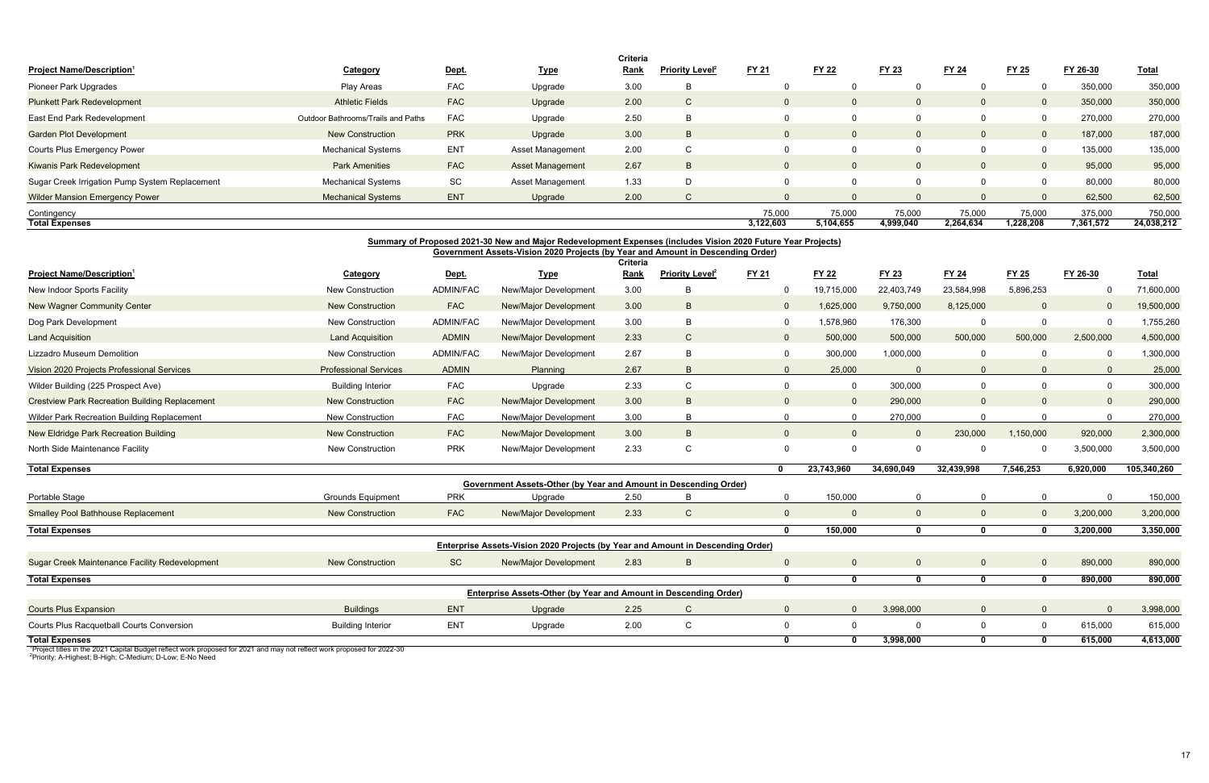| Project Name/Description[1] | Category | Dept. | Type | Criteria Rank | Priority Level[2] | FY 21 | FY 22 | FY 23 | FY 24 | FY 25 | FY 26-30 | Total |
|---|---|---|---|---|---|---|---|---|---|---|---|---|
| Pioneer Park Upgrades | Play Areas | FAC | Upgrade | 3.00 | B | 0 | 0 | 0 | 0 | 0 | 350,000 | 350,000 |
| Plunkett Park Redevelopment | Athletic Fields | FAC | Upgrade | 2.00 | C | 0 | 0 | 0 | 0 | 0 | 350,000 | 350,000 |
| East End Park Redevelopment | Outdoor Bathrooms/Trails and Paths | FAC | Upgrade | 2.50 | B | 0 | 0 | 0 | 0 | 0 | 270,000 | 270,000 |
| Garden Plot Development | New Construction | PRK | Upgrade | 3.00 | B | 0 | 0 | 0 | 0 | 0 | 187,000 | 187,000 |
| Courts Plus Emergency Power | Mechanical Systems | ENT | Asset Management | 2.00 | C | 0 | 0 | 0 | 0 | 0 | 135,000 | 135,000 |
| Kiwanis Park Redevelopment | Park Amenities | FAC | Asset Management | 2.67 | B | 0 | 0 | 0 | 0 | 0 | 95,000 | 95,000 |
| Sugar Creek Irrigation Pump System Replacement | Mechanical Systems | SC | Asset Management | 1.33 | D | 0 | 0 | 0 | 0 | 0 | 80,000 | 80,000 |
| Wilder Mansion Emergency Power | Mechanical Systems | ENT | Upgrade | 2.00 | C | 0 | 0 | 0 | 0 | 0 | 62,500 | 62,500 |
| Contingency | | | | | | 75,000 | 75,000 | 75,000 | 75,000 | 75,000 | 375,000 | 750,000 |
| **Total Expenses** | | | | | | **3,122,603** | **5,104,655** | **4,999,040** | **2,264,634** | **1,228,208** | **7,361,572** | **24,038,212** |

**Summary of Proposed 2021-30 New and Major Redevelopment Expenses (includes Vision 2020 Future Year Projects)**

**Government Assets-Vision 2020 Projects (by Year and Amount in Descending Order)**

| Project Name/Description[1] | Category | Dept. | Type | Criteria Rank | Priority Level[2] | FY 21 | FY 22 | FY 23 | FY 24 | FY 25 | FY 26-30 | Total |
|---|---|---|---|---|---|---|---|---|---|---|---|---|
| New Indoor Sports Facility | New Construction | ADMIN/FAC | New/Major Development | 3.00 | B | 0 | 19,715,000 | 22,403,749 | 23,584,998 | 5,896,253 | 0 | 71,600,000 |
| New Wagner Community Center | New Construction | FAC | New/Major Development | 3.00 | B | 0 | 1,625,000 | 9,750,000 | 8,125,000 | 0 | 0 | 19,500,000 |
| Dog Park Development | New Construction | ADMIN/FAC | New/Major Development | 3.00 | B | 0 | 1,578,960 | 176,300 | 0 | 0 | 0 | 1,755,260 |
| Land Acquisition | Land Acquisition | ADMIN | New/Major Development | 2.33 | C | 0 | 500,000 | 500,000 | 500,000 | 500,000 | 2,500,000 | 4,500,000 |
| Lizzadro Museum Demolition | New Construction | ADMIN/FAC | New/Major Development | 2.67 | B | 0 | 300,000 | 1,000,000 | 0 | 0 | 0 | 1,300,000 |
| Vision 2020 Projects Professional Services | Professional Services | ADMIN | Planning | 2.67 | B | 0 | 25,000 | 0 | 0 | 0 | 0 | 25,000 |
| Wilder Building (225 Prospect Ave) | Building Interior | FAC | Upgrade | 2.33 | C | 0 | 0 | 300,000 | 0 | 0 | 0 | 300,000 |
| Crestview Park Recreation Building Replacement | New Construction | FAC | New/Major Development | 3.00 | B | 0 | 0 | 290,000 | 0 | 0 | 0 | 290,000 |
| Wilder Park Recreation Building Replacement | New Construction | FAC | New/Major Development | 3.00 | B | 0 | 0 | 270,000 | 0 | 0 | 0 | 270,000 |
| New Eldridge Park Recreation Building | New Construction | FAC | New/Major Development | 3.00 | B | 0 | 0 | 0 | 230,000 | 1,150,000 | 920,000 | 2,300,000 |
| North Side Maintenance Facility | New Construction | PRK | New/Major Development | 2.33 | C | 0 | 0 | 0 | 0 | 0 | 3,500,000 | 3,500,000 |
| **Total Expenses** | | | | | | **0** | **23,743,960** | **34,690,049** | **32,439,998** | **7,546,253** | **6,920,000** | **105,340,260** |
| **Government Assets-Other (by Year and Amount in Descending Order)** | | | | | | | | | | | | |
| Portable Stage | Grounds Equipment | PRK | Upgrade | 2.50 | B | 0 | 150,000 | 0 | 0 | 0 | 0 | 150,000 |
| Smalley Pool Bathhouse Replacement | New Construction | FAC | New/Major Development | 2.33 | C | 0 | 0 | 0 | 0 | 0 | 3,200,000 | 3,200,000 |
| **Total Expenses** | | | | | | **0** | **150,000** | **0** | **0** | **0** | **3,200,000** | **3,350,000** |
| **Enterprise Assets-Vision 2020 Projects (by Year and Amount in Descending Order)** | | | | | | | | | | | | |
| Sugar Creek Maintenance Facility Redevelopment | New Construction | SC | New/Major Development | 2.83 | B | 0 | 0 | 0 | 0 | 0 | 890,000 | 890,000 |
| **Total Expenses** | | | | | | **0** | **0** | **0** | **0** | **0** | **890,000** | **890,000** |
| **Enterprise Assets-Other (by Year and Amount in Descending Order)** | | | | | | | | | | | | |
| Courts Plus Expansion | Buildings | ENT | Upgrade | 2.25 | C | 0 | 0 | 3,998,000 | 0 | 0 | 0 | 3,998,000 |
| Courts Plus Racquetball Courts Conversion | Building Interior | ENT | Upgrade | 2.00 | C | 0 | 0 | 0 | 0 | 0 | 615,000 | 615,000 |
| **Total Expenses** | | | | | | **0** | **0** | **3,998,000** | **0** | **0** | **615,000** | **4,613,000** |

[1]Project titles in the 2021 Capital Budget reflect work proposed for 2021 and may not reflect work proposed for 2022-30

[2]Priority: A-Highest; B-High; C-Medium; D-Low; E-No Need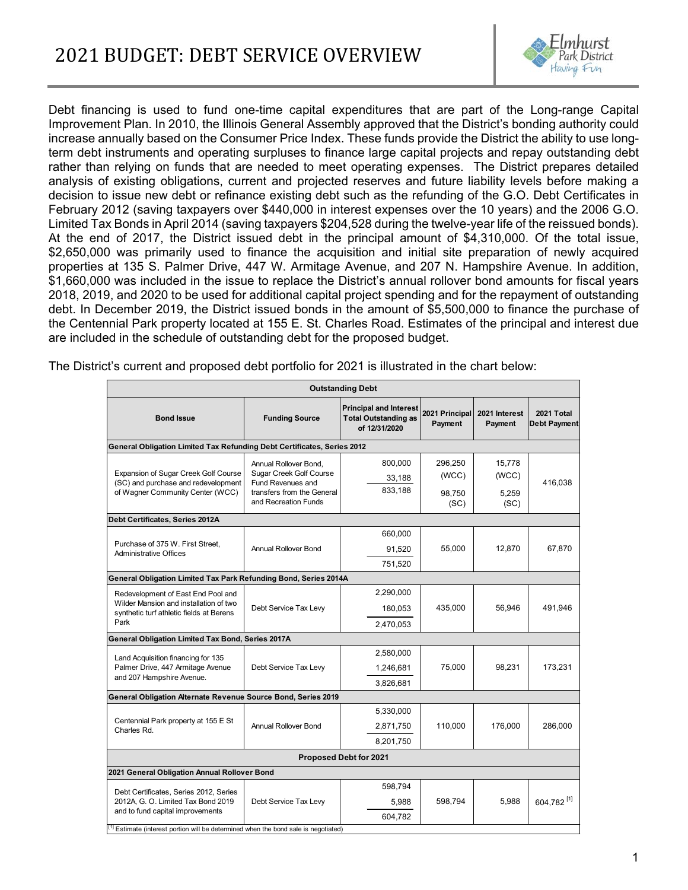# 2021 BUDGET: DEBT SERVICE OVERVIEW

Debt financing is used to fund one-time capital expenditures that are part of the Long-range Capital Improvement Plan. In 2010, the Illinois General Assembly approved that the District's bonding authority could increase annually based on the Consumer Price Index. These funds provide the District the ability to use long-term debt instruments and operating surpluses to finance large capital projects and repay outstanding debt rather than relying on funds that are needed to meet operating expenses. The District prepares detailed analysis of existing obligations, current and projected reserves and future liability levels before making a decision to issue new debt or refinance existing debt such as the refunding of the G.O. Debt Certificates in February 2012 (saving taxpayers over $440,000 in interest expenses over the 10 years) and the 2006 G.O. Limited Tax Bonds in April 2014 (saving taxpayers $204,528 during the twelve-year life of the reissued bonds). At the end of 2017, the District issued debt in the principal amount of $4,310,000. Of the total issue, $2,650,000 was primarily used to finance the acquisition and initial site preparation of newly acquired properties at 135 S. Palmer Drive, 447 W. Armitage Avenue, and 207 N. Hampshire Avenue. In addition, $1,660,000 was included in the issue to replace the District's annual rollover bond amounts for fiscal years 2018, 2019, and 2020 to be used for additional capital project spending and for the repayment of outstanding debt. In December 2019, the District issued bonds in the amount of $5,500,000 to finance the purchase of the Centennial Park property located at 155 E. St. Charles Road. Estimates of the principal and interest due are included in the schedule of outstanding debt for the proposed budget.

The District's current and proposed debt portfolio for 2021 is illustrated in the chart below:

| Outstanding Debt | | | | | |
|---|---|---|---|---|---|
| **Bond Issue** | **Funding Source** | **Principal and Interest Total Outstanding as of 12/31/2020** | **2021 Principal Payment** | **2021 Interest Payment** | **2021 Total Debt Payment** |
| **General Obligation Limited Tax Refunding Debt Certificates, Series 2012** | | | | | |
| Expansion of Sugar Creek Golf Course (SC) and purchase and redevelopment of Wagner Community Center (WCC) | Annual Rollover Bond, Sugar Creek Golf Course Fund Revenues and transfers from the General and Recreation Funds | 800,000<br>33,188<br>833,188 | 296,250 (WCC)<br>98,750 (SC) | 15,778 (WCC)<br>5,259 (SC) | 416,038 |
| **Debt Certificates, Series 2012A** | | | | | |
| Purchase of 375 W. First Street, Administrative Offices | Annual Rollover Bond | 660,000<br>91,520<br>751,520 | 55,000 | 12,870 | 67,870 |
| **General Obligation Limited Tax Park Refunding Bond, Series 2014A** | | | | | |
| Redevelopment of East End Pool and Wilder Mansion and installation of two synthetic turf athletic fields at Berens Park | Debt Service Tax Levy | 2,290,000<br>180,053<br>2,470,053 | 435,000 | 56,946 | 491,946 |
| **General Obligation Limited Tax Bond, Series 2017A** | | | | | |
| Land Acquisition financing for 135 Palmer Drive, 447 Armitage Avenue and 207 Hampshire Avenue. | Debt Service Tax Levy | 2,580,000<br>1,246,681<br>3,826,681 | 75,000 | 98,231 | 173,231 |
| **General Obligation Alternate Revenue Source Bond, Series 2019** | | | | | |
| Centennial Park property at 155 E St Charles Rd. | Annual Rollover Bond | 5,330,000<br>2,871,750<br>8,201,750 | 110,000 | 176,000 | 286,000 |
| **Proposed Debt for 2021** | | | | | |
| **2021 General Obligation Annual Rollover Bond** | | | | | |
| Debt Certificates, Series 2012, Series 2012A, G. O. Limited Tax Bond 2019 and to fund capital improvements | Debt Service Tax Levy | 598,794<br>5,988<br>604,782 | 598,794 | 5,988 | 604,782 [1] |

[1] Estimate (interest portion will be determined when the bond sale is negotiated)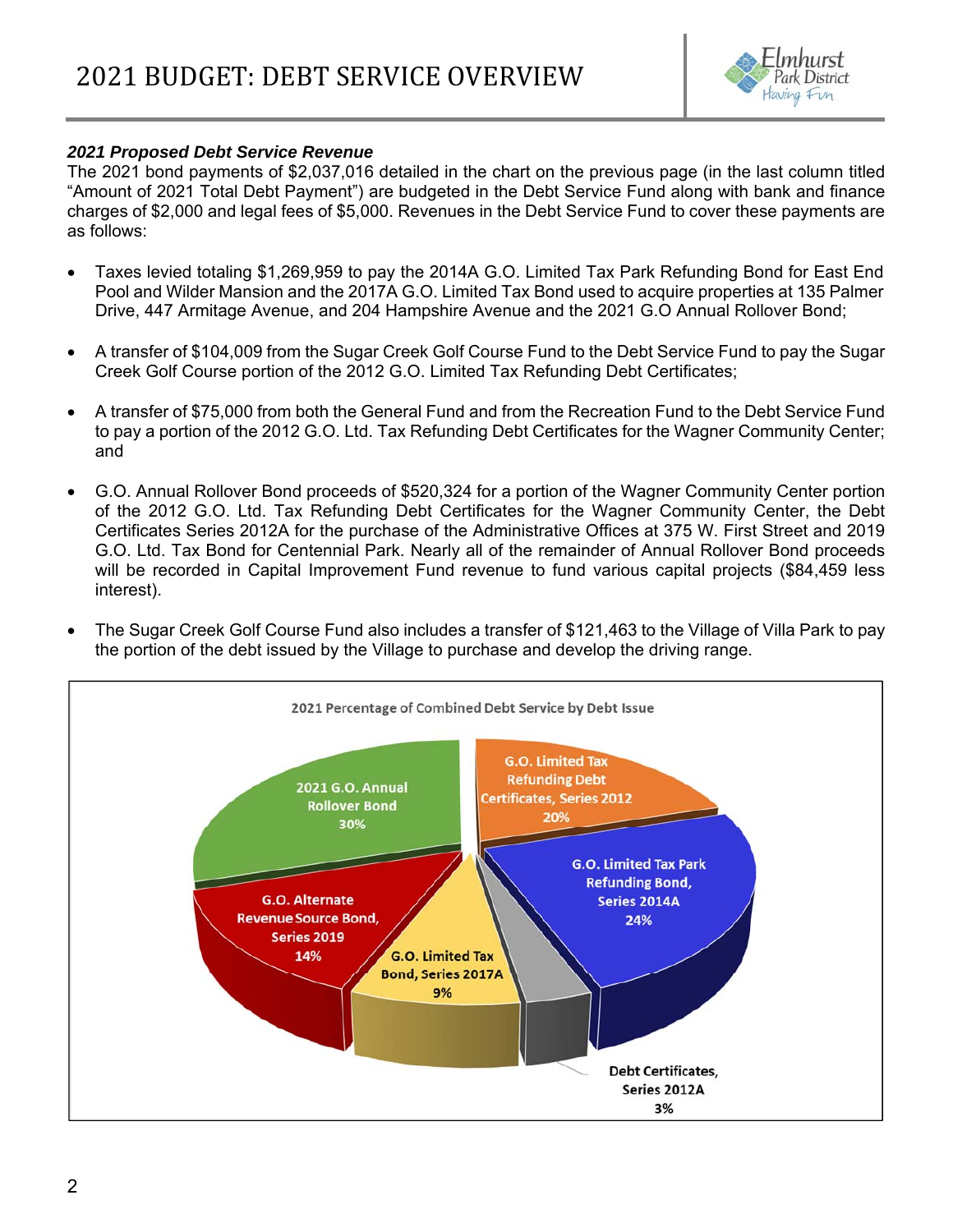# 2021 BUDGET: DEBT SERVICE OVERVIEW

***2021 Proposed Debt Service Revenue***

The 2021 bond payments of $2,037,016 detailed in the chart on the previous page (in the last column titled "Amount of 2021 Total Debt Payment") are budgeted in the Debt Service Fund along with bank and finance charges of $2,000 and legal fees of $5,000. Revenues in the Debt Service Fund to cover these payments are as follows:

- Taxes levied totaling $1,269,959 to pay the 2014A G.O. Limited Tax Park Refunding Bond for East End Pool and Wilder Mansion and the 2017A G.O. Limited Tax Bond used to acquire properties at 135 Palmer Drive, 447 Armitage Avenue, and 204 Hampshire Avenue and the 2021 G.O Annual Rollover Bond;

- A transfer of $104,009 from the Sugar Creek Golf Course Fund to the Debt Service Fund to pay the Sugar Creek Golf Course portion of the 2012 G.O. Limited Tax Refunding Debt Certificates;

- A transfer of $75,000 from both the General Fund and from the Recreation Fund to the Debt Service Fund to pay a portion of the 2012 G.O. Ltd. Tax Refunding Debt Certificates for the Wagner Community Center; and

- G.O. Annual Rollover Bond proceeds of $520,324 for a portion of the Wagner Community Center portion of the 2012 G.O. Ltd. Tax Refunding Debt Certificates for the Wagner Community Center, the Debt Certificates Series 2012A for the purchase of the Administrative Offices at 375 W. First Street and 2019 G.O. Ltd. Tax Bond for Centennial Park. Nearly all of the remainder of Annual Rollover Bond proceeds will be recorded in Capital Improvement Fund revenue to fund various capital projects ($84,459 less interest).

- The Sugar Creek Golf Course Fund also includes a transfer of $121,463 to the Village of Villa Park to pay the portion of the debt issued by the Village to purchase and develop the driving range.

**2021 Percentage of Combined Debt Service by Debt Issue**

| Debt Issue | Percentage |
|---|---|
| 2021 G.O. Annual Rollover Bond | 30% |
| G.O. Limited Tax Refunding Debt Certificates, Series 2012 | 20% |
| G.O. Limited Tax Park Refunding Bond, Series 2014A | 24% |
| Debt Certificates, Series 2012A | 3% |
| G.O. Limited Tax Bond, Series 2017A | 9% |
| G.O. Alternate Revenue Source Bond, Series 2019 | 14% |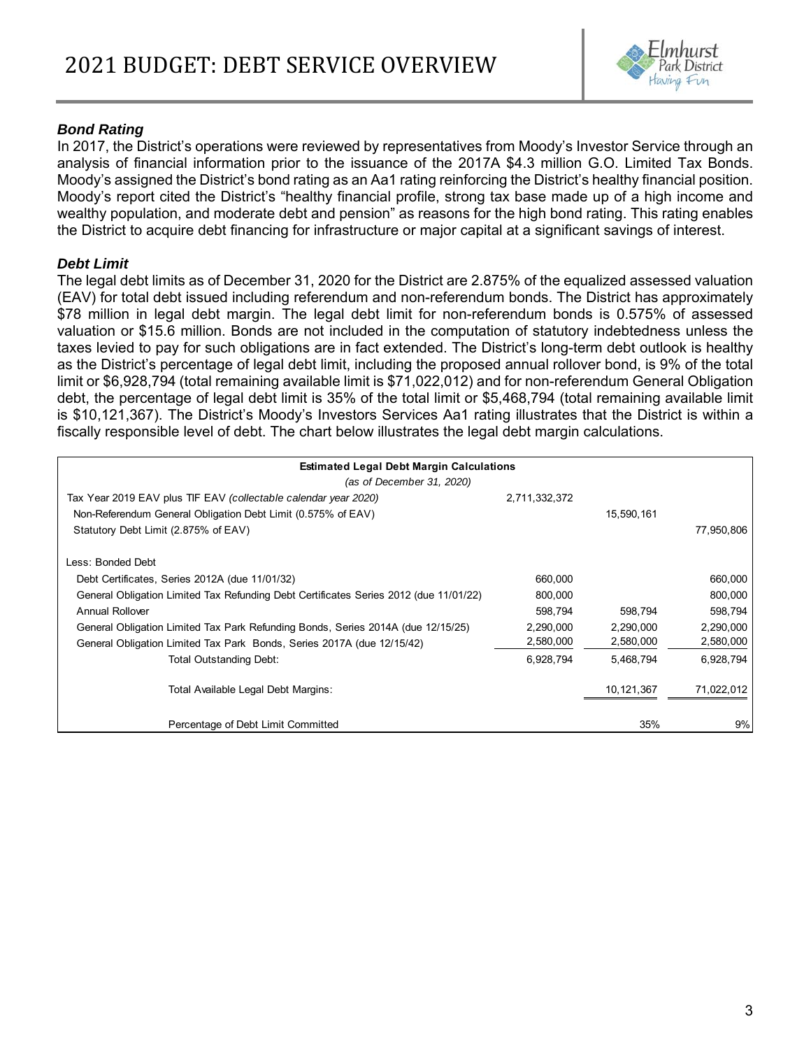# 2021 BUDGET: DEBT SERVICE OVERVIEW

***Bond Rating***

In 2017, the District's operations were reviewed by representatives from Moody's Investor Service through an analysis of financial information prior to the issuance of the 2017A \$4.3 million G.O. Limited Tax Bonds. Moody's assigned the District's bond rating as an Aa1 rating reinforcing the District's healthy financial position. Moody's report cited the District's "healthy financial profile, strong tax base made up of a high income and wealthy population, and moderate debt and pension" as reasons for the high bond rating. This rating enables the District to acquire debt financing for infrastructure or major capital at a significant savings of interest.

***Debt Limit***

The legal debt limits as of December 31, 2020 for the District are 2.875% of the equalized assessed valuation (EAV) for total debt issued including referendum and non-referendum bonds. The District has approximately \$78 million in legal debt margin. The legal debt limit for non-referendum bonds is 0.575% of assessed valuation or \$15.6 million. Bonds are not included in the computation of statutory indebtedness unless the taxes levied to pay for such obligations are in fact extended. The District's long-term debt outlook is healthy as the District's percentage of legal debt limit, including the proposed annual rollover bond, is 9% of the total limit or \$6,928,794 (total remaining available limit is \$71,022,012) and for non-referendum General Obligation debt, the percentage of legal debt limit is 35% of the total limit or \$5,468,794 (total remaining available limit is \$10,121,367). The District's Moody's Investors Services Aa1 rating illustrates that the District is within a fiscally responsible level of debt. The chart below illustrates the legal debt margin calculations.

| **Estimated Legal Debt Margin Calculations** *(as of December 31, 2020)* | | | |
|---|---|---|---|
| Tax Year 2019 EAV plus TIF EAV *(collectable calendar year 2020)* | 2,711,332,372 | | |
| Non-Referendum General Obligation Debt Limit (0.575% of EAV) | | 15,590,161 | |
| Statutory Debt Limit (2.875% of EAV) | | | 77,950,806 |
| | | | |
| Less: Bonded Debt | | | |
| Debt Certificates, Series 2012A (due 11/01/32) | 660,000 | | 660,000 |
| General Obligation Limited Tax Refunding Debt Certificates Series 2012 (due 11/01/22) | 800,000 | | 800,000 |
| Annual Rollover | 598,794 | 598,794 | 598,794 |
| General Obligation Limited Tax Park Refunding Bonds, Series 2014A (due 12/15/25) | 2,290,000 | 2,290,000 | 2,290,000 |
| General Obligation Limited Tax Park Bonds, Series 2017A (due 12/15/42) | 2,580,000 | 2,580,000 | 2,580,000 |
| Total Outstanding Debt: | 6,928,794 | 5,468,794 | 6,928,794 |
| | | | |
| Total Available Legal Debt Margins: | | 10,121,367 | 71,022,012 |
| | | | |
| Percentage of Debt Limit Committed | | 35% | 9% |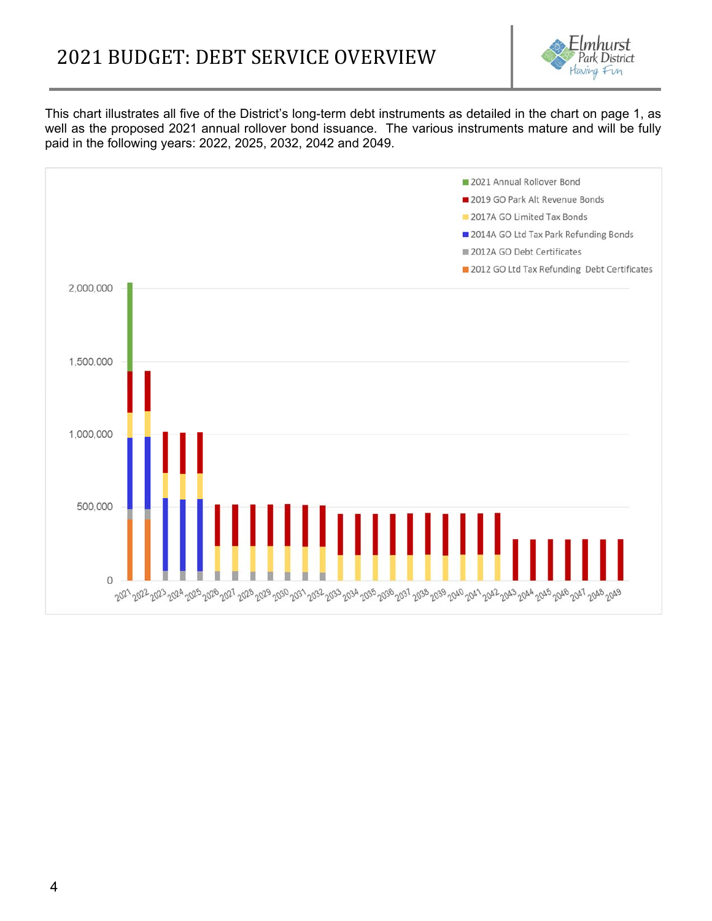# 2021 BUDGET: DEBT SERVICE OVERVIEW

This chart illustrates all five of the District's long-term debt instruments as detailed in the chart on page 1, as well as the proposed 2021 annual rollover bond issuance. The various instruments mature and will be fully paid in the following years: 2022, 2025, 2032, 2042 and 2049.

2021 Annual Rollover Bond
2019 GO Park Alt Revenue Bonds
2017A GO Limited Tax Bonds
2014A GO Ltd Tax Park Refunding Bonds
2012A GO Debt Certificates
2012 GO Ltd Tax Refunding Debt Certificates

2,000,000
1,500,000
1,000,000
500,000
0

2021 2022 2023 2024 2025 2026 2027 2028 2029 2030 2031 2032 2033 2034 2035 2036 2037 2038 2039 2040 2041 2042 2043 2044 2045 2046 2047 2048 2049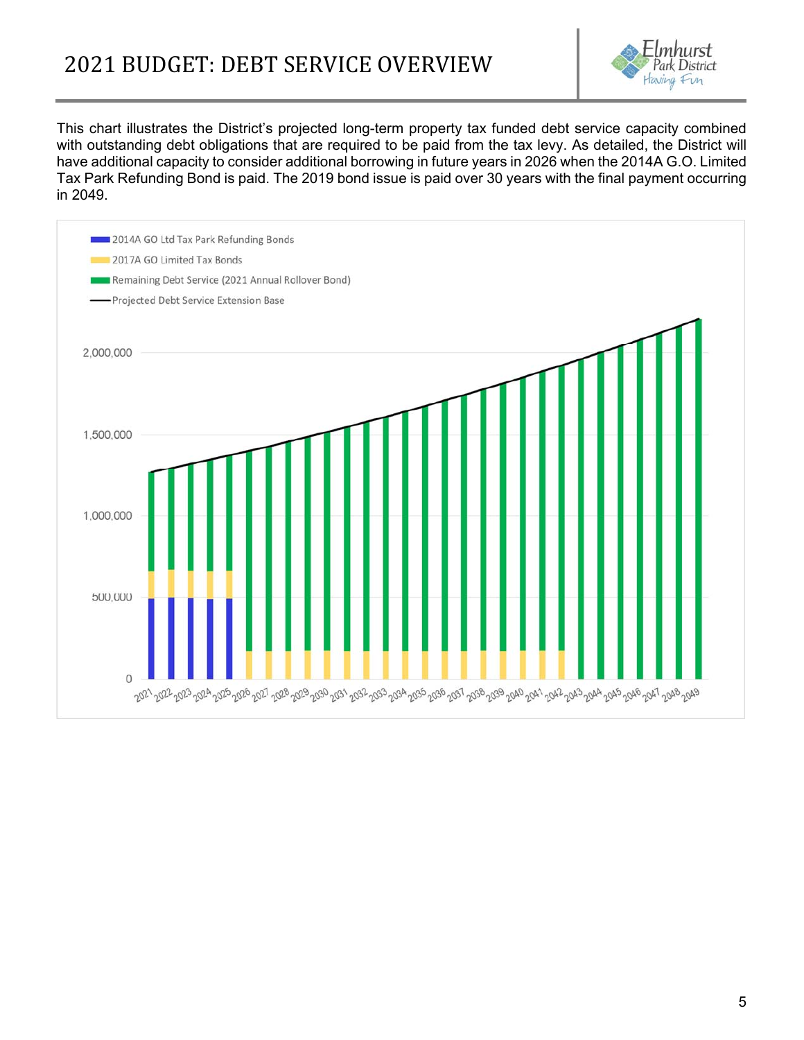# 2021 BUDGET: DEBT SERVICE OVERVIEW

This chart illustrates the District's projected long-term property tax funded debt service capacity combined with outstanding debt obligations that are required to be paid from the tax levy. As detailed, the District will have additional capacity to consider additional borrowing in future years in 2026 when the 2014A G.O. Limited Tax Park Refunding Bond is paid. The 2019 bond issue is paid over 30 years with the final payment occurring in 2049.

2014A GO Ltd Tax Park Refunding Bonds
2017A GO Limited Tax Bonds
Remaining Debt Service (2021 Annual Rollover Bond)
Projected Debt Service Extension Base

2,000,000
1,500,000
1,000,000
500,000
0

2021 2022 2023 2024 2025 2026 2027 2028 2029 2030 2031 2032 2033 2034 2035 2036 2037 2038 2039 2040 2041 2042 2043 2044 2045 2046 2047 2048 2049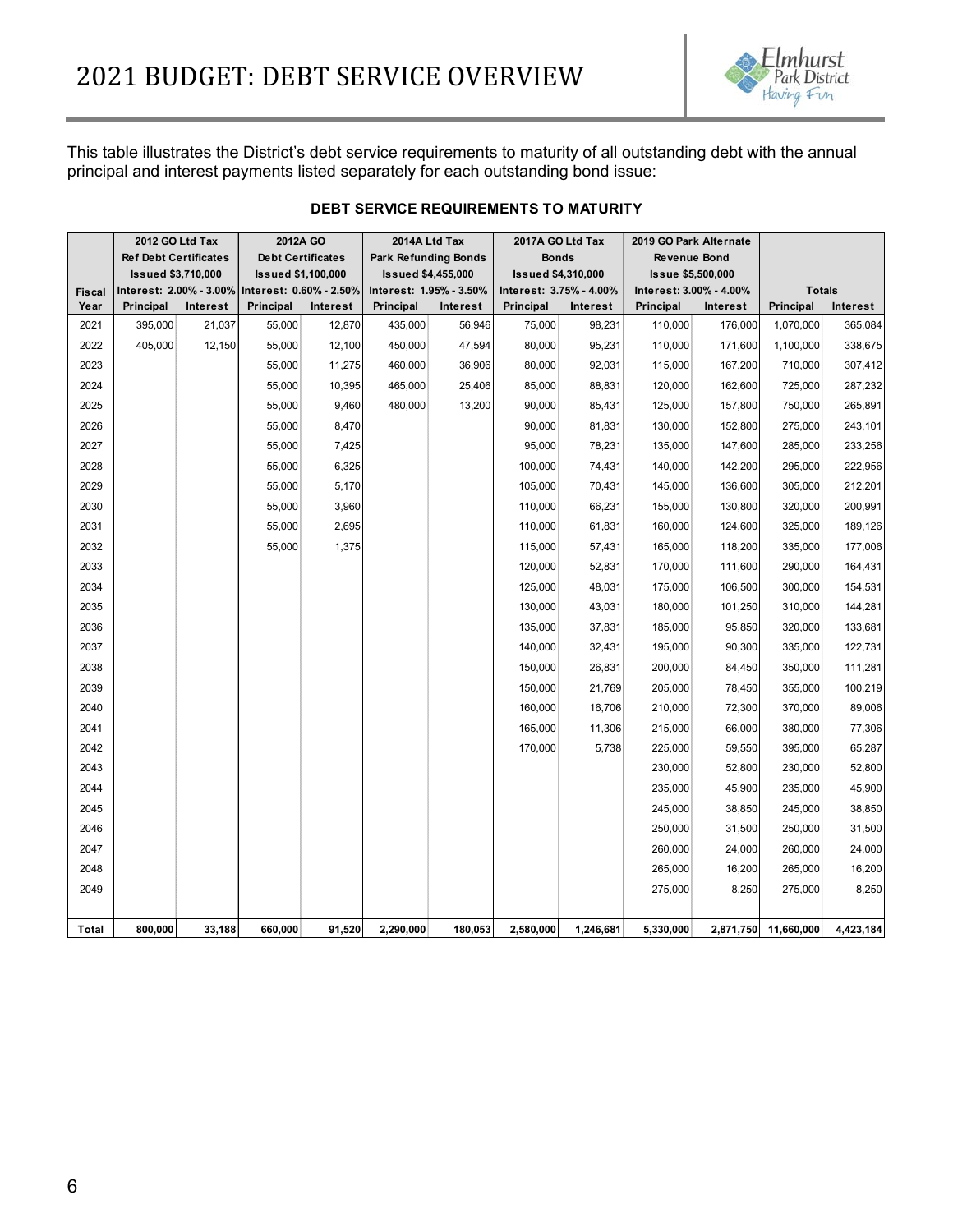# 2021 BUDGET: DEBT SERVICE OVERVIEW

This table illustrates the District's debt service requirements to maturity of all outstanding debt with the annual principal and interest payments listed separately for each outstanding bond issue:

**DEBT SERVICE REQUIREMENTS TO MATURITY**

| Fiscal Year | 2012 GO Ltd Tax Ref Debt Certificates Issued $3,710,000 Interest: 2.00% - 3.00% | | 2012A GO Debt Certificates Issued $1,100,000 Interest: 0.60% - 2.50% | | 2014A Ltd Tax Park Refunding Bonds Issued $4,455,000 Interest: 1.95% - 3.50% | | 2017A GO Ltd Tax Bonds Issued $4,310,000 Interest: 3.75% - 4.00% | | 2019 GO Park Alternate Revenue Bond Issue $5,500,000 Interest: 3.00% - 4.00% | | Totals | |
|---|---|---|---|---|---|---|---|---|---|---|---|---|
| | Principal | Interest | Principal | Interest | Principal | Interest | Principal | Interest | Principal | Interest | Principal | Interest |
| 2021 | 395,000 | 21,037 | 55,000 | 12,870 | 435,000 | 56,946 | 75,000 | 98,231 | 110,000 | 176,000 | 1,070,000 | 365,084 |
| 2022 | 405,000 | 12,150 | 55,000 | 12,100 | 450,000 | 47,594 | 80,000 | 95,231 | 110,000 | 171,600 | 1,100,000 | 338,675 |
| 2023 | | | 55,000 | 11,275 | 460,000 | 36,906 | 80,000 | 92,031 | 115,000 | 167,200 | 710,000 | 307,412 |
| 2024 | | | 55,000 | 10,395 | 465,000 | 25,406 | 85,000 | 88,831 | 120,000 | 162,600 | 725,000 | 287,232 |
| 2025 | | | 55,000 | 9,460 | 480,000 | 13,200 | 90,000 | 85,431 | 125,000 | 157,800 | 750,000 | 265,891 |
| 2026 | | | 55,000 | 8,470 | | | 90,000 | 81,831 | 130,000 | 152,800 | 275,000 | 243,101 |
| 2027 | | | 55,000 | 7,425 | | | 95,000 | 78,231 | 135,000 | 147,600 | 285,000 | 233,256 |
| 2028 | | | 55,000 | 6,325 | | | 100,000 | 74,431 | 140,000 | 142,200 | 295,000 | 222,956 |
| 2029 | | | 55,000 | 5,170 | | | 105,000 | 70,431 | 145,000 | 136,600 | 305,000 | 212,201 |
| 2030 | | | 55,000 | 3,960 | | | 110,000 | 66,231 | 155,000 | 130,800 | 320,000 | 200,991 |
| 2031 | | | 55,000 | 2,695 | | | 110,000 | 61,831 | 160,000 | 124,600 | 325,000 | 189,126 |
| 2032 | | | 55,000 | 1,375 | | | 115,000 | 57,431 | 165,000 | 118,200 | 335,000 | 177,006 |
| 2033 | | | | | | | 120,000 | 52,831 | 170,000 | 111,600 | 290,000 | 164,431 |
| 2034 | | | | | | | 125,000 | 48,031 | 175,000 | 106,500 | 300,000 | 154,531 |
| 2035 | | | | | | | 130,000 | 43,031 | 180,000 | 101,250 | 310,000 | 144,281 |
| 2036 | | | | | | | 135,000 | 37,831 | 185,000 | 95,850 | 320,000 | 133,681 |
| 2037 | | | | | | | 140,000 | 32,431 | 195,000 | 90,300 | 335,000 | 122,731 |
| 2038 | | | | | | | 150,000 | 26,831 | 200,000 | 84,450 | 350,000 | 111,281 |
| 2039 | | | | | | | 150,000 | 21,769 | 205,000 | 78,450 | 355,000 | 100,219 |
| 2040 | | | | | | | 160,000 | 16,706 | 210,000 | 72,300 | 370,000 | 89,006 |
| 2041 | | | | | | | 165,000 | 11,306 | 215,000 | 66,000 | 380,000 | 77,306 |
| 2042 | | | | | | | 170,000 | 5,738 | 225,000 | 59,550 | 395,000 | 65,287 |
| 2043 | | | | | | | | | 230,000 | 52,800 | 230,000 | 52,800 |
| 2044 | | | | | | | | | 235,000 | 45,900 | 235,000 | 45,900 |
| 2045 | | | | | | | | | 245,000 | 38,850 | 245,000 | 38,850 |
| 2046 | | | | | | | | | 250,000 | 31,500 | 250,000 | 31,500 |
| 2047 | | | | | | | | | 260,000 | 24,000 | 260,000 | 24,000 |
| 2048 | | | | | | | | | 265,000 | 16,200 | 265,000 | 16,200 |
| 2049 | | | | | | | | | 275,000 | 8,250 | 275,000 | 8,250 |
| **Total** | **800,000** | **33,188** | **660,000** | **91,520** | **2,290,000** | **180,053** | **2,580,000** | **1,246,681** | **5,330,000** | **2,871,750** | **11,660,000** | **4,423,184** |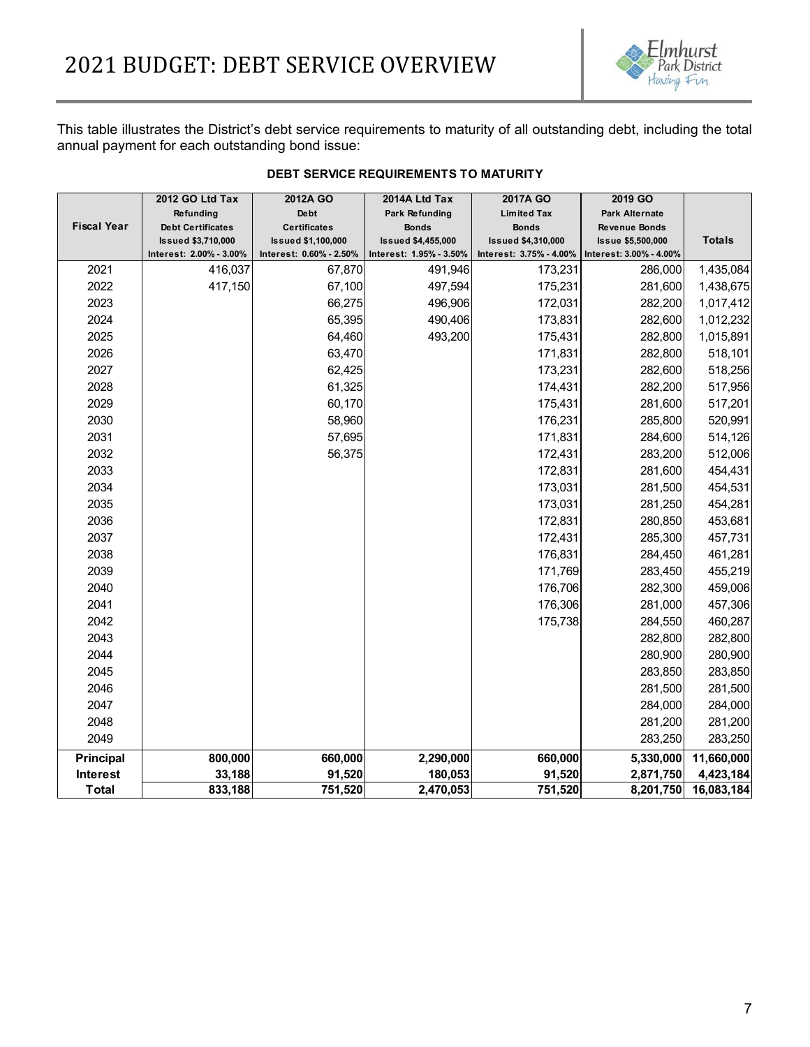# 2021 BUDGET: DEBT SERVICE OVERVIEW

This table illustrates the District's debt service requirements to maturity of all outstanding debt, including the total annual payment for each outstanding bond issue:

**DEBT SERVICE REQUIREMENTS TO MATURITY**

| Fiscal Year | 2012 GO Ltd Tax Refunding Debt Certificates Issued $3,710,000 Interest: 2.00% - 3.00% | 2012A GO Debt Certificates Issued $1,100,000 Interest: 0.60% - 2.50% | 2014A Ltd Tax Park Refunding Bonds Issued $4,455,000 Interest: 1.95% - 3.50% | 2017A GO Limited Tax Bonds Issued $4,310,000 Interest: 3.75% - 4.00% | 2019 GO Park Alternate Revenue Bonds Issue $5,500,000 Interest: 3.00% - 4.00% | Totals |
|---|---|---|---|---|---|---|
| 2021 | 416,037 | 67,870 | 491,946 | 173,231 | 286,000 | 1,435,084 |
| 2022 | 417,150 | 67,100 | 497,594 | 175,231 | 281,600 | 1,438,675 |
| 2023 | | 66,275 | 496,906 | 172,031 | 282,200 | 1,017,412 |
| 2024 | | 65,395 | 490,406 | 173,831 | 282,600 | 1,012,232 |
| 2025 | | 64,460 | 493,200 | 175,431 | 282,800 | 1,015,891 |
| 2026 | | 63,470 | | 171,831 | 282,800 | 518,101 |
| 2027 | | 62,425 | | 173,231 | 282,600 | 518,256 |
| 2028 | | 61,325 | | 174,431 | 282,200 | 517,956 |
| 2029 | | 60,170 | | 175,431 | 281,600 | 517,201 |
| 2030 | | 58,960 | | 176,231 | 285,800 | 520,991 |
| 2031 | | 57,695 | | 171,831 | 284,600 | 514,126 |
| 2032 | | 56,375 | | 172,431 | 283,200 | 512,006 |
| 2033 | | | | 172,831 | 281,600 | 454,431 |
| 2034 | | | | 173,031 | 281,500 | 454,531 |
| 2035 | | | | 173,031 | 281,250 | 454,281 |
| 2036 | | | | 172,831 | 280,850 | 453,681 |
| 2037 | | | | 172,431 | 285,300 | 457,731 |
| 2038 | | | | 176,831 | 284,450 | 461,281 |
| 2039 | | | | 171,769 | 283,450 | 455,219 |
| 2040 | | | | 176,706 | 282,300 | 459,006 |
| 2041 | | | | 176,306 | 281,000 | 457,306 |
| 2042 | | | | 175,738 | 284,550 | 460,287 |
| 2043 | | | | | 282,800 | 282,800 |
| 2044 | | | | | 280,900 | 280,900 |
| 2045 | | | | | 283,850 | 283,850 |
| 2046 | | | | | 281,500 | 281,500 |
| 2047 | | | | | 284,000 | 284,000 |
| 2048 | | | | | 281,200 | 281,200 |
| 2049 | | | | | 283,250 | 283,250 |
| **Principal** | **800,000** | **660,000** | **2,290,000** | **660,000** | **5,330,000** | **11,660,000** |
| **Interest** | **33,188** | **91,520** | **180,053** | **91,520** | **2,871,750** | **4,423,184** |
| **Total** | **833,188** | **751,520** | **2,470,053** | **751,520** | **8,201,750** | **16,083,184** |